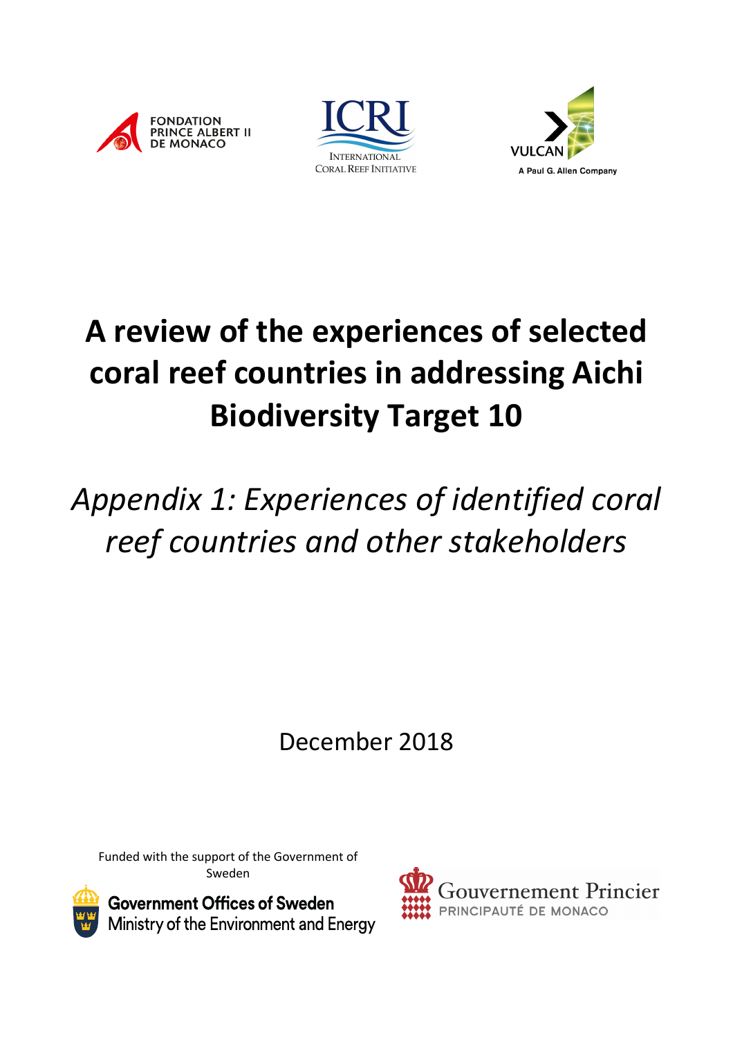FONDATION PRINCE ALBERT II DE MONACO

ICRI
INTERNATIONAL CORAL REEF INITIATIVE

VULCAN
A Paul G. Allen Company

# A review of the experiences of selected coral reef countries in addressing Aichi Biodiversity Target 10

## *Appendix 1: Experiences of identified coral reef countries and other stakeholders*

December 2018

Funded with the support of the Government of Sweden

Government Offices of Sweden
Ministry of the Environment and Energy

Gouvernement Princier
PRINCIPAUTÉ DE MONACO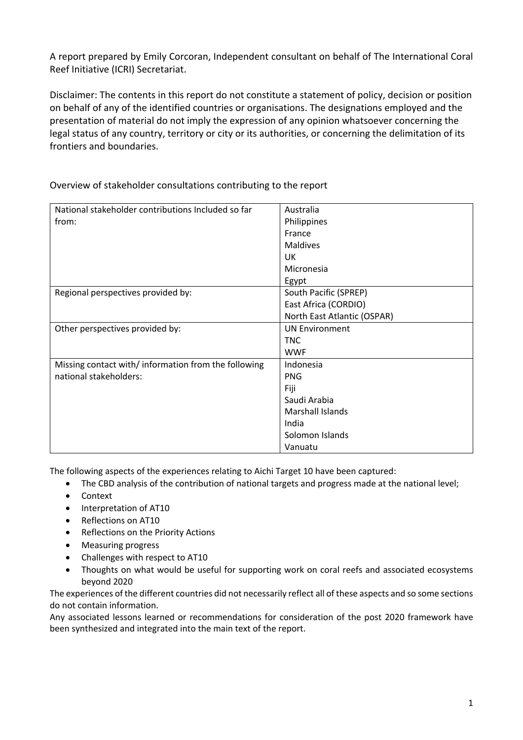A report prepared by Emily Corcoran, Independent consultant on behalf of The International Coral Reef Initiative (ICRI) Secretariat.

Disclaimer: The contents in this report do not constitute a statement of policy, decision or position on behalf of any of the identified countries or organisations. The designations employed and the presentation of material do not imply the expression of any opinion whatsoever concerning the legal status of any country, territory or city or its authorities, or concerning the delimitation of its frontiers and boundaries.

Overview of stakeholder consultations contributing to the report

| | |
|---|---|
| National stakeholder contributions Included so far from: | Australia<br>Philippines<br>France<br>Maldives<br>UK<br>Micronesia<br>Egypt |
| Regional perspectives provided by: | South Pacific (SPREP)<br>East Africa (CORDIO)<br>North East Atlantic (OSPAR) |
| Other perspectives provided by: | UN Environment<br>TNC<br>WWF |
| Missing contact with/ information from the following national stakeholders: | Indonesia<br>PNG<br>Fiji<br>Saudi Arabia<br>Marshall Islands<br>India<br>Solomon Islands<br>Vanuatu |

The following aspects of the experiences relating to Aichi Target 10 have been captured:

- The CBD analysis of the contribution of national targets and progress made at the national level;
- Context
- Interpretation of AT10
- Reflections on AT10
- Reflections on the Priority Actions
- Measuring progress
- Challenges with respect to AT10
- Thoughts on what would be useful for supporting work on coral reefs and associated ecosystems beyond 2020

The experiences of the different countries did not necessarily reflect all of these aspects and so some sections do not contain information.

Any associated lessons learned or recommendations for consideration of the post 2020 framework have been synthesized and integrated into the main text of the report.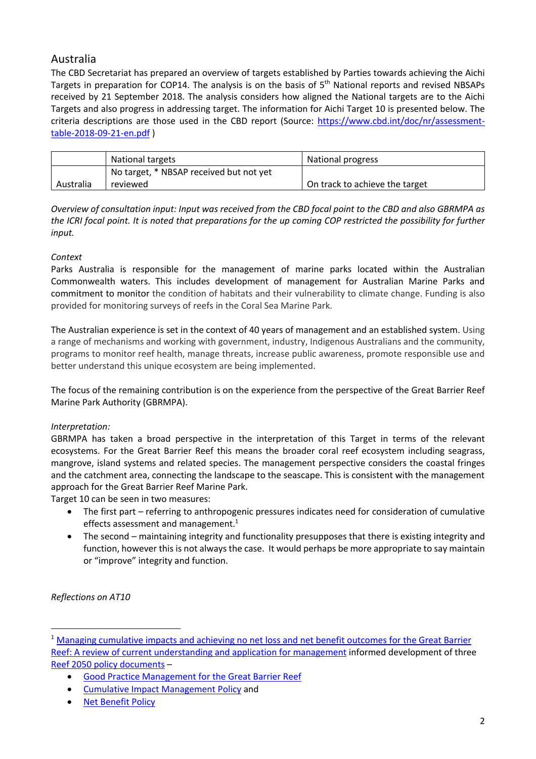## Australia

The CBD Secretariat has prepared an overview of targets established by Parties towards achieving the Aichi Targets in preparation for COP14. The analysis is on the basis of 5th National reports and revised NBSAPs received by 21 September 2018. The analysis considers how aligned the National targets are to the Aichi Targets and also progress in addressing target. The information for Aichi Target 10 is presented below. The criteria descriptions are those used in the CBD report (Source: [https://www.cbd.int/doc/nr/assessment-table-2018-09-21-en.pdf](https://www.cbd.int/doc/nr/assessment-table-2018-09-21-en.pdf) )

| | National targets | National progress |
|---|---|---|
| Australia | No target, * NBSAP received but not yet reviewed | On track to achieve the target |

*Overview of consultation input: Input was received from the CBD focal point to the CBD and also GBRMPA as the ICRI focal point. It is noted that preparations for the up coming COP restricted the possibility for further input.*

*Context*

Parks Australia is responsible for the management of marine parks located within the Australian Commonwealth waters. This includes development of management for Australian Marine Parks and commitment to monitor the condition of habitats and their vulnerability to climate change. Funding is also provided for monitoring surveys of reefs in the Coral Sea Marine Park.

The Australian experience is set in the context of 40 years of management and an established system. Using a range of mechanisms and working with government, industry, Indigenous Australians and the community, programs to monitor reef health, manage threats, increase public awareness, promote responsible use and better understand this unique ecosystem are being implemented.

The focus of the remaining contribution is on the experience from the perspective of the Great Barrier Reef Marine Park Authority (GBRMPA).

*Interpretation:*

GBRMPA has taken a broad perspective in the interpretation of this Target in terms of the relevant ecosystems. For the Great Barrier Reef this means the broader coral reef ecosystem including seagrass, mangrove, island systems and related species. The management perspective considers the coastal fringes and the catchment area, connecting the landscape to the seascape. This is consistent with the management approach for the Great Barrier Reef Marine Park.

Target 10 can be seen in two measures:

- The first part – referring to anthropogenic pressures indicates need for consideration of cumulative effects assessment and management.[1]
- The second – maintaining integrity and functionality presupposes that there is existing integrity and function, however this is not always the case. It would perhaps be more appropriate to say maintain or "improve" integrity and function.

*Reflections on AT10*

[1] Managing cumulative impacts and achieving no net loss and net benefit outcomes for the Great Barrier Reef: A review of current understanding and application for management informed development of three Reef 2050 policy documents –

- Good Practice Management for the Great Barrier Reef
- Cumulative Impact Management Policy and
- Net Benefit Policy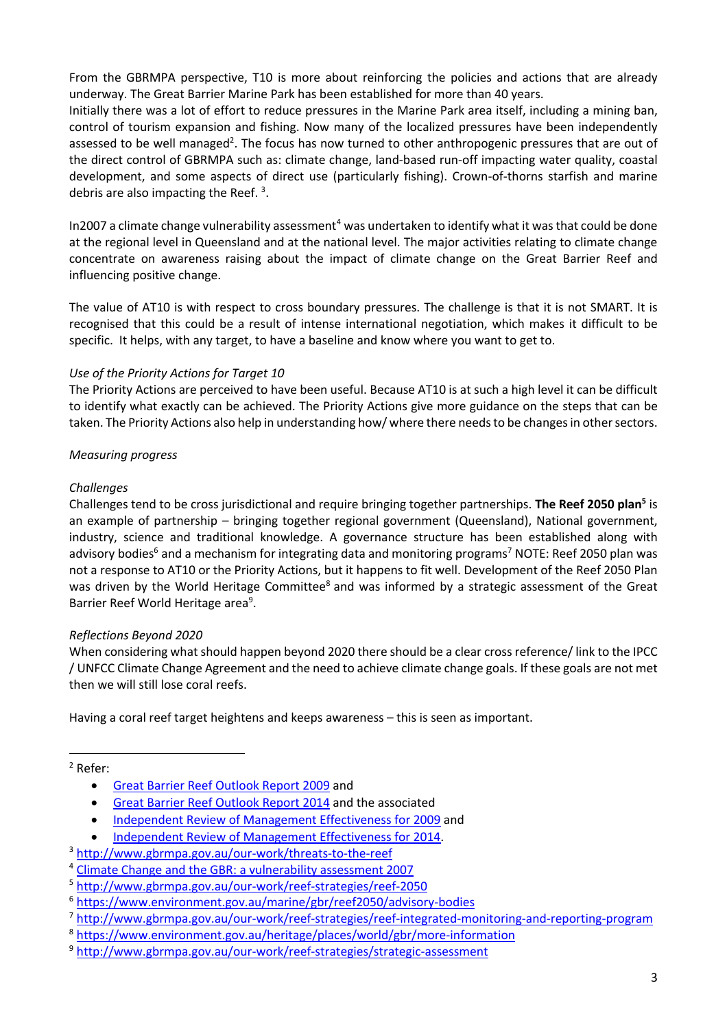From the GBRMPA perspective, T10 is more about reinforcing the policies and actions that are already underway. The Great Barrier Marine Park has been established for more than 40 years.
Initially there was a lot of effort to reduce pressures in the Marine Park area itself, including a mining ban, control of tourism expansion and fishing. Now many of the localized pressures have been independently assessed to be well managed[2]. The focus has now turned to other anthropogenic pressures that are out of the direct control of GBRMPA such as: climate change, land-based run-off impacting water quality, coastal development, and some aspects of direct use (particularly fishing). Crown-of-thorns starfish and marine debris are also impacting the Reef. [3].

In2007 a climate change vulnerability assessment[4] was undertaken to identify what it was that could be done at the regional level in Queensland and at the national level. The major activities relating to climate change concentrate on awareness raising about the impact of climate change on the Great Barrier Reef and influencing positive change.

The value of AT10 is with respect to cross boundary pressures. The challenge is that it is not SMART. It is recognised that this could be a result of intense international negotiation, which makes it difficult to be specific. It helps, with any target, to have a baseline and know where you want to get to.

*Use of the Priority Actions for Target 10*

The Priority Actions are perceived to have been useful. Because AT10 is at such a high level it can be difficult to identify what exactly can be achieved. The Priority Actions give more guidance on the steps that can be taken. The Priority Actions also help in understanding how/ where there needs to be changes in other sectors.

*Measuring progress*

*Challenges*

Challenges tend to be cross jurisdictional and require bringing together partnerships. **The Reef 2050 plan[5]** is an example of partnership – bringing together regional government (Queensland), National government, industry, science and traditional knowledge. A governance structure has been established along with advisory bodies[6] and a mechanism for integrating data and monitoring programs[7] NOTE: Reef 2050 plan was not a response to AT10 or the Priority Actions, but it happens to fit well. Development of the Reef 2050 Plan was driven by the World Heritage Committee[8] and was informed by a strategic assessment of the Great Barrier Reef World Heritage area[9].

*Reflections Beyond 2020*

When considering what should happen beyond 2020 there should be a clear cross reference/ link to the IPCC / UNFCC Climate Change Agreement and the need to achieve climate change goals. If these goals are not met then we will still lose coral reefs.

Having a coral reef target heightens and keeps awareness – this is seen as important.

---

[2] Refer:

- Great Barrier Reef Outlook Report 2009 and
- Great Barrier Reef Outlook Report 2014 and the associated
- Independent Review of Management Effectiveness for 2009 and
- Independent Review of Management Effectiveness for 2014.

[3] http://www.gbrmpa.gov.au/our-work/threats-to-the-reef

[4] Climate Change and the GBR: a vulnerability assessment 2007

[5] http://www.gbrmpa.gov.au/our-work/reef-strategies/reef-2050

[6] https://www.environment.gov.au/marine/gbr/reef2050/advisory-bodies

[7] http://www.gbrmpa.gov.au/our-work/reef-strategies/reef-integrated-monitoring-and-reporting-program

[8] https://www.environment.gov.au/heritage/places/world/gbr/more-information

[9] http://www.gbrmpa.gov.au/our-work/reef-strategies/strategic-assessment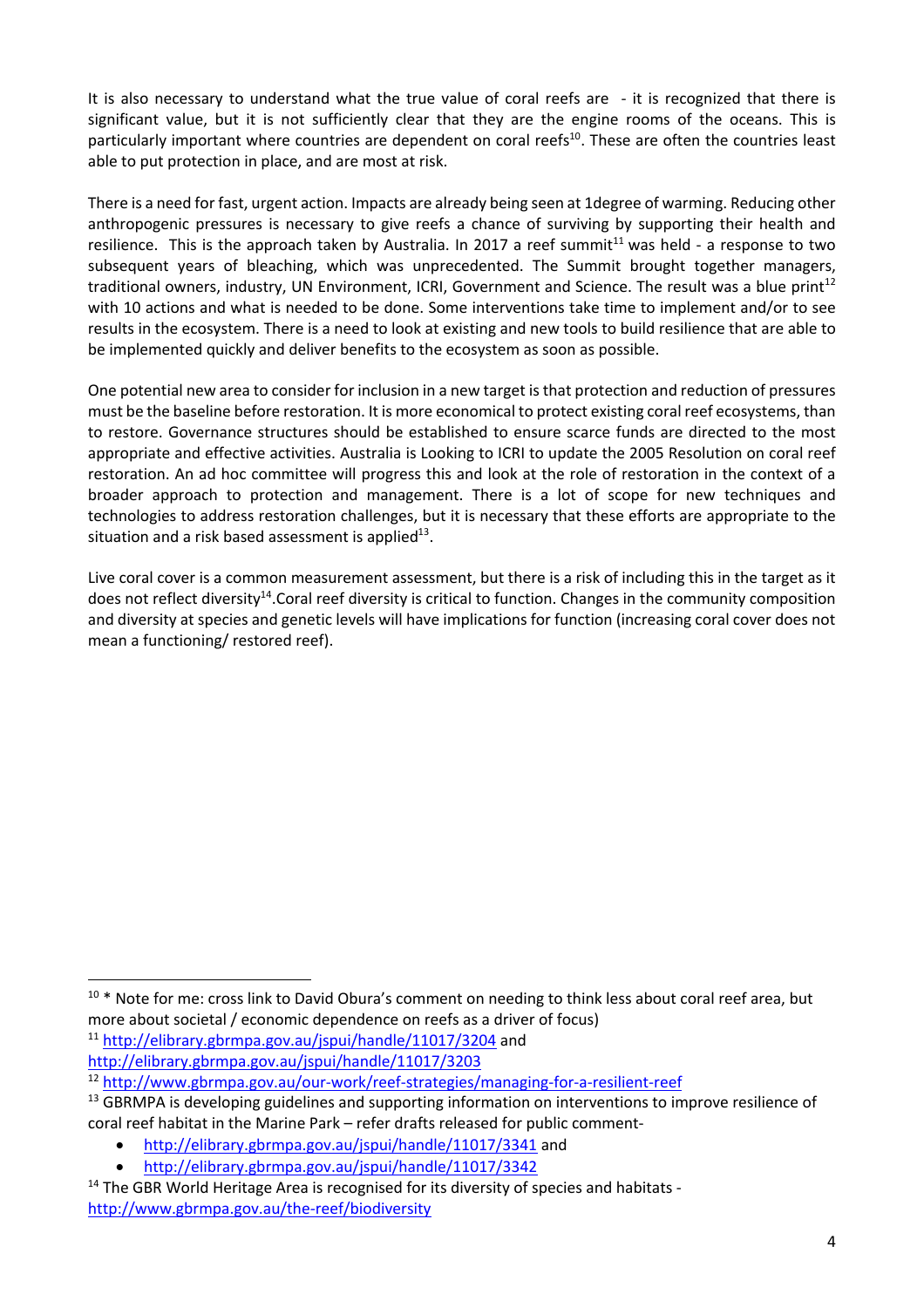It is also necessary to understand what the true value of coral reefs are - it is recognized that there is significant value, but it is not sufficiently clear that they are the engine rooms of the oceans. This is particularly important where countries are dependent on coral reefs[10]. These are often the countries least able to put protection in place, and are most at risk.

There is a need for fast, urgent action. Impacts are already being seen at 1degree of warming. Reducing other anthropogenic pressures is necessary to give reefs a chance of surviving by supporting their health and resilience. This is the approach taken by Australia. In 2017 a reef summit[11] was held - a response to two subsequent years of bleaching, which was unprecedented. The Summit brought together managers, traditional owners, industry, UN Environment, ICRI, Government and Science. The result was a blue print[12] with 10 actions and what is needed to be done. Some interventions take time to implement and/or to see results in the ecosystem. There is a need to look at existing and new tools to build resilience that are able to be implemented quickly and deliver benefits to the ecosystem as soon as possible.

One potential new area to consider for inclusion in a new target is that protection and reduction of pressures must be the baseline before restoration. It is more economical to protect existing coral reef ecosystems, than to restore. Governance structures should be established to ensure scarce funds are directed to the most appropriate and effective activities. Australia is Looking to ICRI to update the 2005 Resolution on coral reef restoration. An ad hoc committee will progress this and look at the role of restoration in the context of a broader approach to protection and management. There is a lot of scope for new techniques and technologies to address restoration challenges, but it is necessary that these efforts are appropriate to the situation and a risk based assessment is applied[13].

Live coral cover is a common measurement assessment, but there is a risk of including this in the target as it does not reflect diversity[14].Coral reef diversity is critical to function. Changes in the community composition and diversity at species and genetic levels will have implications for function (increasing coral cover does not mean a functioning/ restored reef).

---

[10] * Note for me: cross link to David Obura's comment on needing to think less about coral reef area, but more about societal / economic dependence on reefs as a driver of focus)

[11] http://elibrary.gbrmpa.gov.au/jspui/handle/11017/3204 and http://elibrary.gbrmpa.gov.au/jspui/handle/11017/3203

[12] http://www.gbrmpa.gov.au/our-work/reef-strategies/managing-for-a-resilient-reef

[13] GBRMPA is developing guidelines and supporting information on interventions to improve resilience of coral reef habitat in the Marine Park – refer drafts released for public comment-

- http://elibrary.gbrmpa.gov.au/jspui/handle/11017/3341 and
- http://elibrary.gbrmpa.gov.au/jspui/handle/11017/3342

[14] The GBR World Heritage Area is recognised for its diversity of species and habitats - http://www.gbrmpa.gov.au/the-reef/biodiversity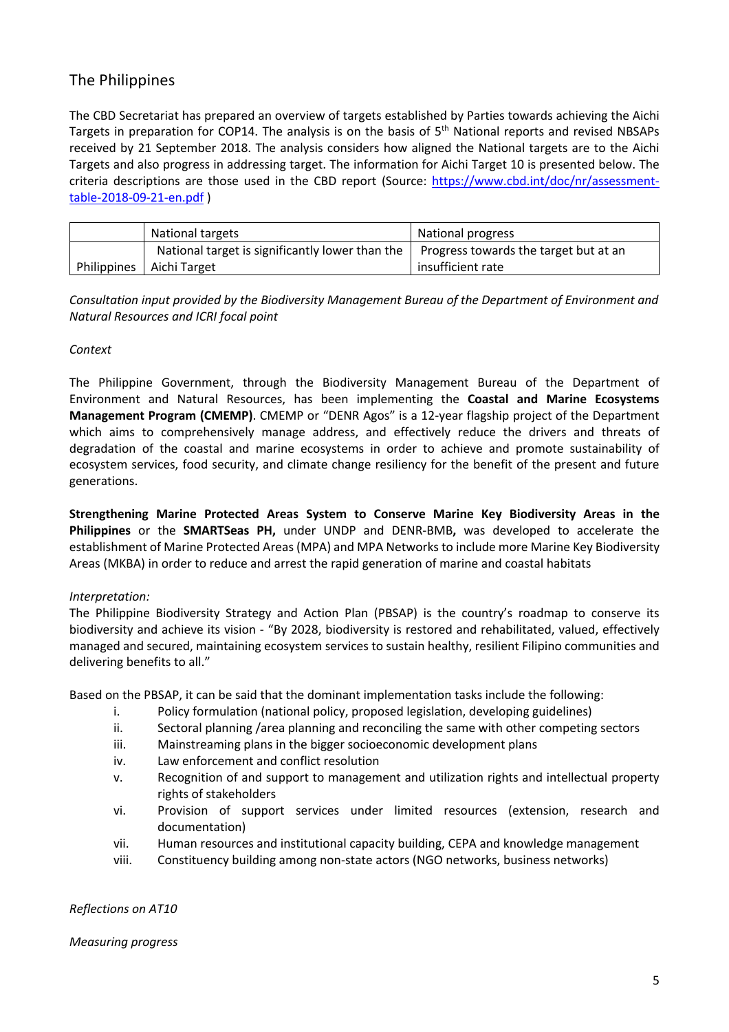## The Philippines

The CBD Secretariat has prepared an overview of targets established by Parties towards achieving the Aichi Targets in preparation for COP14. The analysis is on the basis of 5th National reports and revised NBSAPs received by 21 September 2018. The analysis considers how aligned the National targets are to the Aichi Targets and also progress in addressing target. The information for Aichi Target 10 is presented below. The criteria descriptions are those used in the CBD report (Source: [https://www.cbd.int/doc/nr/assessment-table-2018-09-21-en.pdf](https://www.cbd.int/doc/nr/assessment-table-2018-09-21-en.pdf) )

| | National targets | National progress |
|---|---|---|
| Philippines | National target is significantly lower than the Aichi Target | Progress towards the target but at an insufficient rate |

*Consultation input provided by the Biodiversity Management Bureau of the Department of Environment and Natural Resources and ICRI focal point*

*Context*

The Philippine Government, through the Biodiversity Management Bureau of the Department of Environment and Natural Resources, has been implementing the **Coastal and Marine Ecosystems Management Program (CMEMP)**. CMEMP or "DENR Agos" is a 12-year flagship project of the Department which aims to comprehensively manage address, and effectively reduce the drivers and threats of degradation of the coastal and marine ecosystems in order to achieve and promote sustainability of ecosystem services, food security, and climate change resiliency for the benefit of the present and future generations.

**Strengthening Marine Protected Areas System to Conserve Marine Key Biodiversity Areas in the Philippines** or the **SMARTSeas PH,** under UNDP and DENR-BMB**,** was developed to accelerate the establishment of Marine Protected Areas (MPA) and MPA Networks to include more Marine Key Biodiversity Areas (MKBA) in order to reduce and arrest the rapid generation of marine and coastal habitats

*Interpretation:*

The Philippine Biodiversity Strategy and Action Plan (PBSAP) is the country's roadmap to conserve its biodiversity and achieve its vision - "By 2028, biodiversity is restored and rehabilitated, valued, effectively managed and secured, maintaining ecosystem services to sustain healthy, resilient Filipino communities and delivering benefits to all."

Based on the PBSAP, it can be said that the dominant implementation tasks include the following:

i. Policy formulation (national policy, proposed legislation, developing guidelines)
ii. Sectoral planning /area planning and reconciling the same with other competing sectors
iii. Mainstreaming plans in the bigger socioeconomic development plans
iv. Law enforcement and conflict resolution
v. Recognition of and support to management and utilization rights and intellectual property rights of stakeholders
vi. Provision of support services under limited resources (extension, research and documentation)
vii. Human resources and institutional capacity building, CEPA and knowledge management
viii. Constituency building among non-state actors (NGO networks, business networks)

*Reflections on AT10*

*Measuring progress*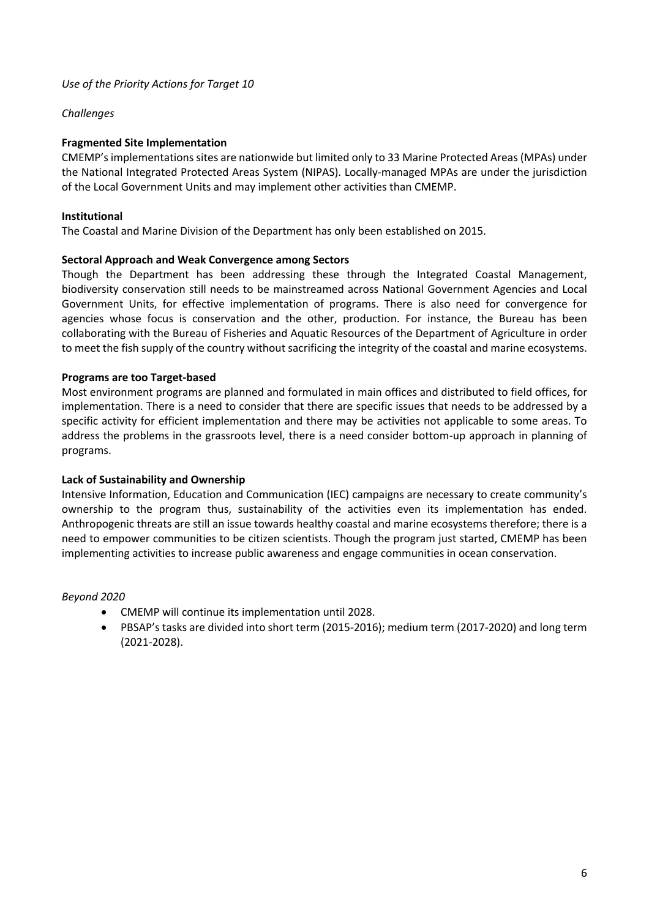*Use of the Priority Actions for Target 10*

*Challenges*

**Fragmented Site Implementation**

CMEMP's implementations sites are nationwide but limited only to 33 Marine Protected Areas (MPAs) under the National Integrated Protected Areas System (NIPAS). Locally-managed MPAs are under the jurisdiction of the Local Government Units and may implement other activities than CMEMP.

**Institutional**

The Coastal and Marine Division of the Department has only been established on 2015.

**Sectoral Approach and Weak Convergence among Sectors**

Though the Department has been addressing these through the Integrated Coastal Management, biodiversity conservation still needs to be mainstreamed across National Government Agencies and Local Government Units, for effective implementation of programs. There is also need for convergence for agencies whose focus is conservation and the other, production. For instance, the Bureau has been collaborating with the Bureau of Fisheries and Aquatic Resources of the Department of Agriculture in order to meet the fish supply of the country without sacrificing the integrity of the coastal and marine ecosystems.

**Programs are too Target-based**

Most environment programs are planned and formulated in main offices and distributed to field offices, for implementation. There is a need to consider that there are specific issues that needs to be addressed by a specific activity for efficient implementation and there may be activities not applicable to some areas. To address the problems in the grassroots level, there is a need consider bottom-up approach in planning of programs.

**Lack of Sustainability and Ownership**

Intensive Information, Education and Communication (IEC) campaigns are necessary to create community's ownership to the program thus, sustainability of the activities even its implementation has ended. Anthropogenic threats are still an issue towards healthy coastal and marine ecosystems therefore; there is a need to empower communities to be citizen scientists. Though the program just started, CMEMP has been implementing activities to increase public awareness and engage communities in ocean conservation.

*Beyond 2020*

- CMEMP will continue its implementation until 2028.
- PBSAP's tasks are divided into short term (2015-2016); medium term (2017-2020) and long term (2021-2028).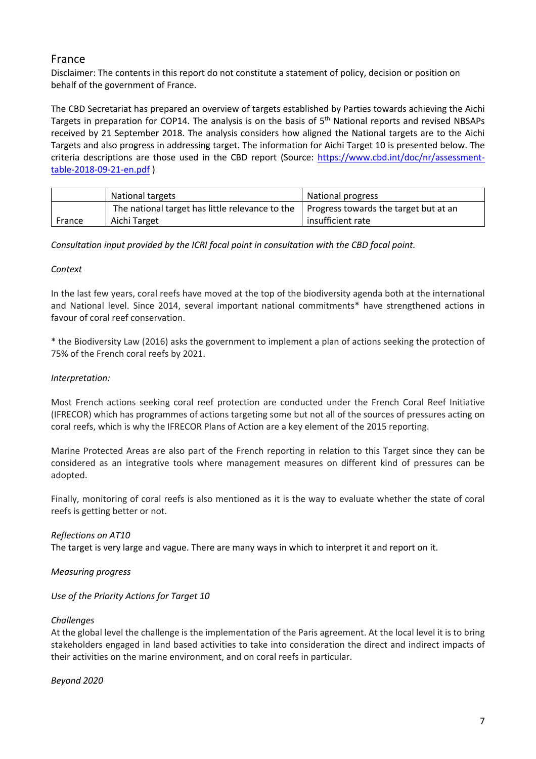## France

Disclaimer: The contents in this report do not constitute a statement of policy, decision or position on behalf of the government of France.

The CBD Secretariat has prepared an overview of targets established by Parties towards achieving the Aichi Targets in preparation for COP14. The analysis is on the basis of 5th National reports and revised NBSAPs received by 21 September 2018. The analysis considers how aligned the National targets are to the Aichi Targets and also progress in addressing target. The information for Aichi Target 10 is presented below. The criteria descriptions are those used in the CBD report (Source: https://www.cbd.int/doc/nr/assessment-table-2018-09-21-en.pdf )

| | National targets | National progress |
|---|---|---|
| France | The national target has little relevance to the Aichi Target | Progress towards the target but at an insufficient rate |

*Consultation input provided by the ICRI focal point in consultation with the CBD focal point.*

*Context*

In the last few years, coral reefs have moved at the top of the biodiversity agenda both at the international and National level. Since 2014, several important national commitments* have strengthened actions in favour of coral reef conservation.

* the Biodiversity Law (2016) asks the government to implement a plan of actions seeking the protection of 75% of the French coral reefs by 2021.

*Interpretation:*

Most French actions seeking coral reef protection are conducted under the French Coral Reef Initiative (IFRECOR) which has programmes of actions targeting some but not all of the sources of pressures acting on coral reefs, which is why the IFRECOR Plans of Action are a key element of the 2015 reporting.

Marine Protected Areas are also part of the French reporting in relation to this Target since they can be considered as an integrative tools where management measures on different kind of pressures can be adopted.

Finally, monitoring of coral reefs is also mentioned as it is the way to evaluate whether the state of coral reefs is getting better or not.

*Reflections on AT10*

The target is very large and vague. There are many ways in which to interpret it and report on it.

*Measuring progress*

*Use of the Priority Actions for Target 10*

*Challenges*

At the global level the challenge is the implementation of the Paris agreement. At the local level it is to bring stakeholders engaged in land based activities to take into consideration the direct and indirect impacts of their activities on the marine environment, and on coral reefs in particular.

*Beyond 2020*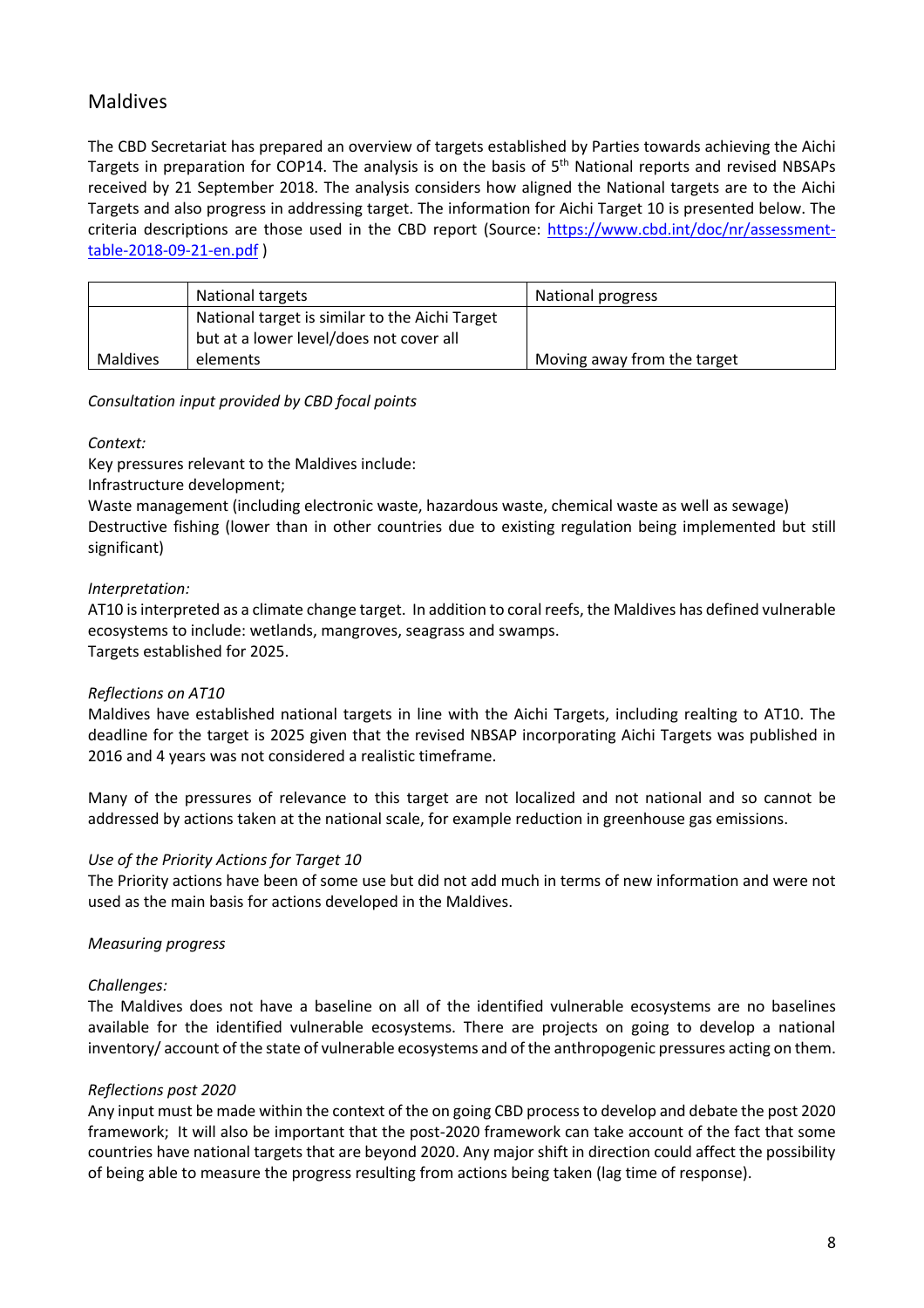## Maldives

The CBD Secretariat has prepared an overview of targets established by Parties towards achieving the Aichi Targets in preparation for COP14. The analysis is on the basis of 5th National reports and revised NBSAPs received by 21 September 2018. The analysis considers how aligned the National targets are to the Aichi Targets and also progress in addressing target. The information for Aichi Target 10 is presented below. The criteria descriptions are those used in the CBD report (Source: [https://www.cbd.int/doc/nr/assessment-table-2018-09-21-en.pdf](https://www.cbd.int/doc/nr/assessment-table-2018-09-21-en.pdf) )

| | National targets | National progress |
|---|---|---|
| Maldives | National target is similar to the Aichi Target but at a lower level/does not cover all elements | Moving away from the target |

*Consultation input provided by CBD focal points*

*Context:*

Key pressures relevant to the Maldives include:

Infrastructure development;

Waste management (including electronic waste, hazardous waste, chemical waste as well as sewage)

Destructive fishing (lower than in other countries due to existing regulation being implemented but still significant)

*Interpretation:*

AT10 is interpreted as a climate change target. In addition to coral reefs, the Maldives has defined vulnerable ecosystems to include: wetlands, mangroves, seagrass and swamps.

Targets established for 2025.

*Reflections on AT10*

Maldives have established national targets in line with the Aichi Targets, including realting to AT10. The deadline for the target is 2025 given that the revised NBSAP incorporating Aichi Targets was published in 2016 and 4 years was not considered a realistic timeframe.

Many of the pressures of relevance to this target are not localized and not national and so cannot be addressed by actions taken at the national scale, for example reduction in greenhouse gas emissions.

*Use of the Priority Actions for Target 10*

The Priority actions have been of some use but did not add much in terms of new information and were not used as the main basis for actions developed in the Maldives.

*Measuring progress*

*Challenges:*

The Maldives does not have a baseline on all of the identified vulnerable ecosystems are no baselines available for the identified vulnerable ecosystems. There are projects on going to develop a national inventory/ account of the state of vulnerable ecosystems and of the anthropogenic pressures acting on them.

*Reflections post 2020*

Any input must be made within the context of the on going CBD process to develop and debate the post 2020 framework; It will also be important that the post-2020 framework can take account of the fact that some countries have national targets that are beyond 2020. Any major shift in direction could affect the possibility of being able to measure the progress resulting from actions being taken (lag time of response).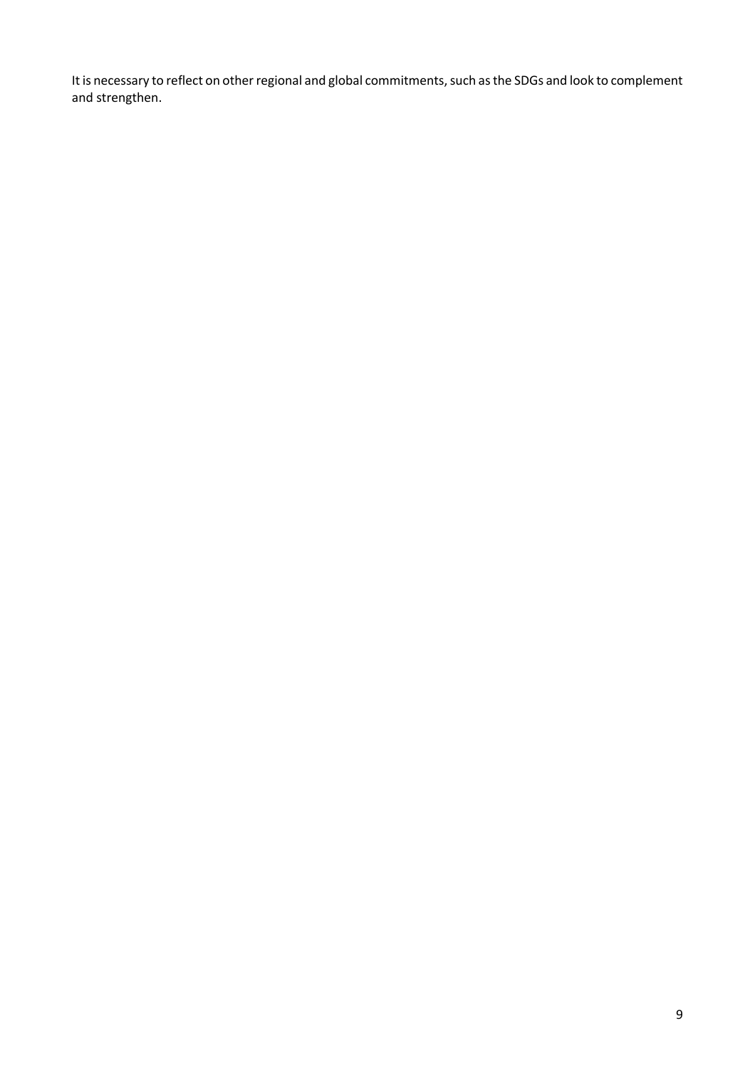It is necessary to reflect on other regional and global commitments, such as the SDGs and look to complement and strengthen.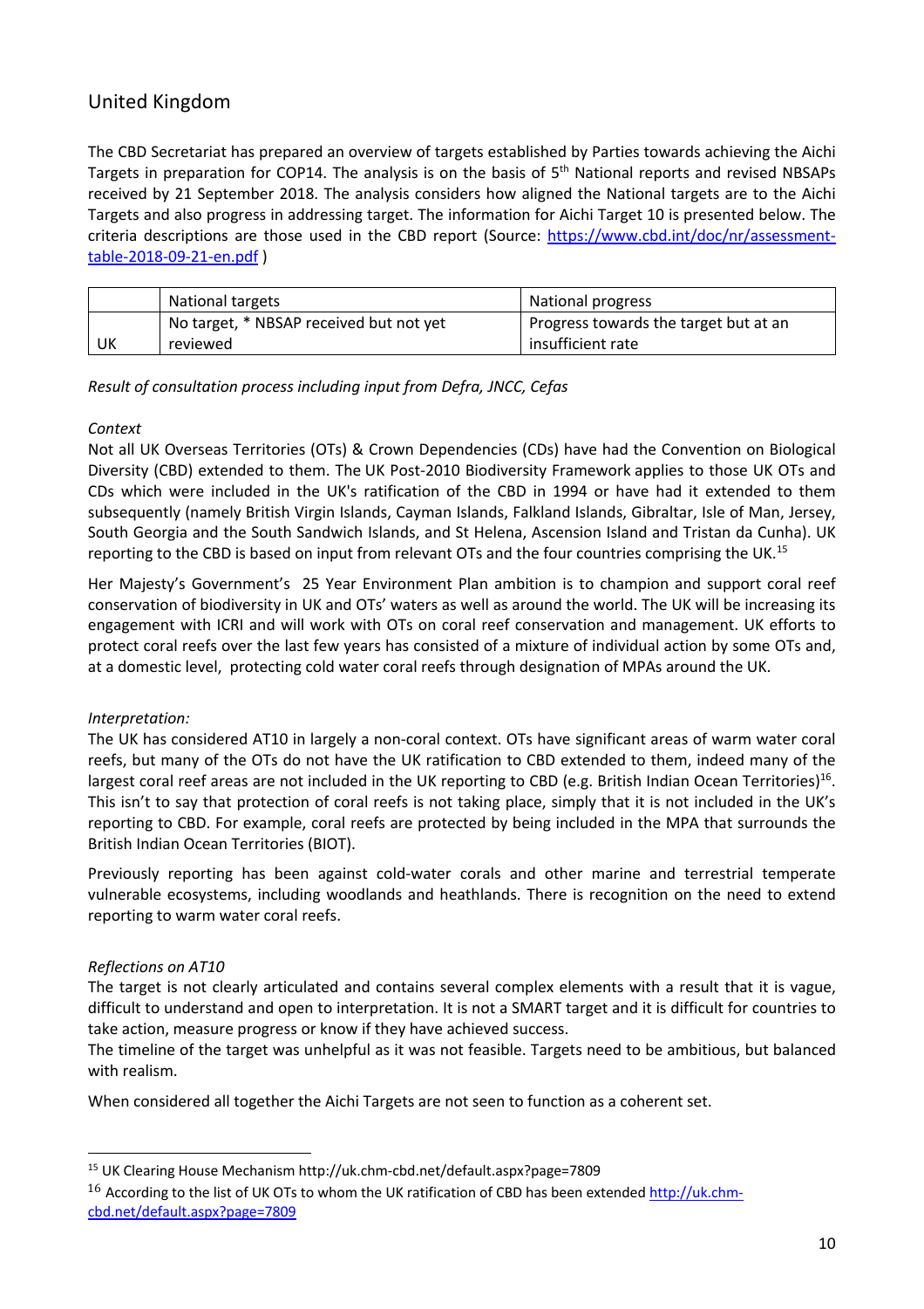## United Kingdom

The CBD Secretariat has prepared an overview of targets established by Parties towards achieving the Aichi Targets in preparation for COP14. The analysis is on the basis of 5th National reports and revised NBSAPs received by 21 September 2018. The analysis considers how aligned the National targets are to the Aichi Targets and also progress in addressing target. The information for Aichi Target 10 is presented below. The criteria descriptions are those used in the CBD report (Source: [https://www.cbd.int/doc/nr/assessment-table-2018-09-21-en.pdf](https://www.cbd.int/doc/nr/assessment-table-2018-09-21-en.pdf) )

| | National targets | National progress |
|---|---|---|
| UK | No target, * NBSAP received but not yet reviewed | Progress towards the target but at an insufficient rate |

*Result of consultation process including input from Defra, JNCC, Cefas*

*Context*

Not all UK Overseas Territories (OTs) & Crown Dependencies (CDs) have had the Convention on Biological Diversity (CBD) extended to them. The UK Post-2010 Biodiversity Framework applies to those UK OTs and CDs which were included in the UK's ratification of the CBD in 1994 or have had it extended to them subsequently (namely British Virgin Islands, Cayman Islands, Falkland Islands, Gibraltar, Isle of Man, Jersey, South Georgia and the South Sandwich Islands, and St Helena, Ascension Island and Tristan da Cunha). UK reporting to the CBD is based on input from relevant OTs and the four countries comprising the UK.[15]

Her Majesty's Government's 25 Year Environment Plan ambition is to champion and support coral reef conservation of biodiversity in UK and OTs' waters as well as around the world. The UK will be increasing its engagement with ICRI and will work with OTs on coral reef conservation and management. UK efforts to protect coral reefs over the last few years has consisted of a mixture of individual action by some OTs and, at a domestic level, protecting cold water coral reefs through designation of MPAs around the UK.

*Interpretation:*

The UK has considered AT10 in largely a non-coral context. OTs have significant areas of warm water coral reefs, but many of the OTs do not have the UK ratification to CBD extended to them, indeed many of the largest coral reef areas are not included in the UK reporting to CBD (e.g. British Indian Ocean Territories)[16]. This isn't to say that protection of coral reefs is not taking place, simply that it is not included in the UK's reporting to CBD. For example, coral reefs are protected by being included in the MPA that surrounds the British Indian Ocean Territories (BIOT).

Previously reporting has been against cold-water corals and other marine and terrestrial temperate vulnerable ecosystems, including woodlands and heathlands. There is recognition on the need to extend reporting to warm water coral reefs.

*Reflections on AT10*

The target is not clearly articulated and contains several complex elements with a result that it is vague, difficult to understand and open to interpretation. It is not a SMART target and it is difficult for countries to take action, measure progress or know if they have achieved success.

The timeline of the target was unhelpful as it was not feasible. Targets need to be ambitious, but balanced with realism.

When considered all together the Aichi Targets are not seen to function as a coherent set.

---

[15] UK Clearing House Mechanism http://uk.chm-cbd.net/default.aspx?page=7809

[16] According to the list of UK OTs to whom the UK ratification of CBD has been extended [http://uk.chm-cbd.net/default.aspx?page=7809](http://uk.chm-cbd.net/default.aspx?page=7809)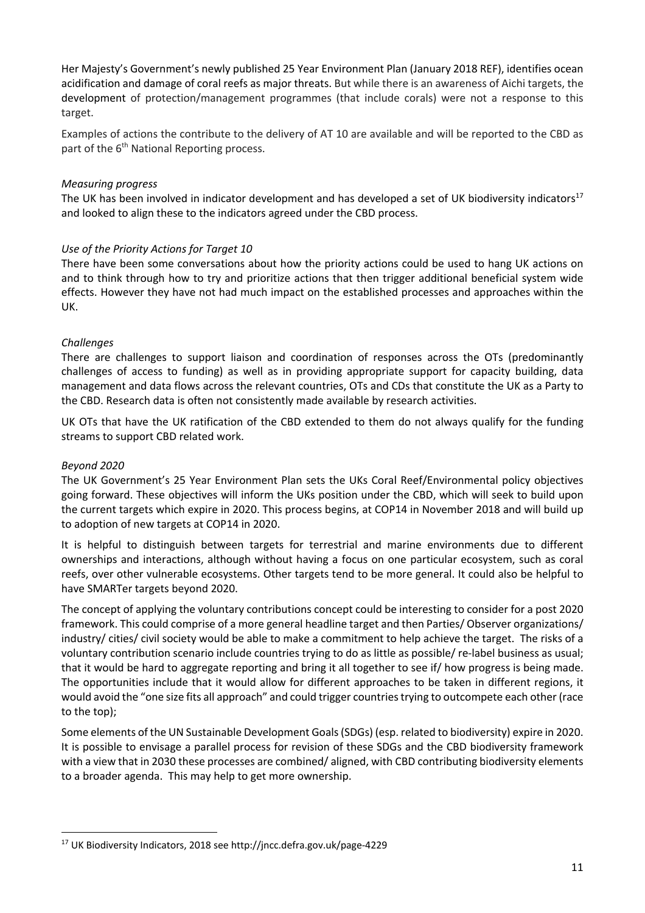Her Majesty's Government's newly published 25 Year Environment Plan (January 2018 REF), identifies ocean acidification and damage of coral reefs as major threats. But while there is an awareness of Aichi targets, the development of protection/management programmes (that include corals) were not a response to this target.

Examples of actions the contribute to the delivery of AT 10 are available and will be reported to the CBD as part of the 6th National Reporting process.

*Measuring progress*

The UK has been involved in indicator development and has developed a set of UK biodiversity indicators[17] and looked to align these to the indicators agreed under the CBD process.

*Use of the Priority Actions for Target 10*

There have been some conversations about how the priority actions could be used to hang UK actions on and to think through how to try and prioritize actions that then trigger additional beneficial system wide effects. However they have not had much impact on the established processes and approaches within the UK.

*Challenges*

There are challenges to support liaison and coordination of responses across the OTs (predominantly challenges of access to funding) as well as in providing appropriate support for capacity building, data management and data flows across the relevant countries, OTs and CDs that constitute the UK as a Party to the CBD. Research data is often not consistently made available by research activities.

UK OTs that have the UK ratification of the CBD extended to them do not always qualify for the funding streams to support CBD related work.

*Beyond 2020*

The UK Government's 25 Year Environment Plan sets the UKs Coral Reef/Environmental policy objectives going forward. These objectives will inform the UKs position under the CBD, which will seek to build upon the current targets which expire in 2020. This process begins, at COP14 in November 2018 and will build up to adoption of new targets at COP14 in 2020.

It is helpful to distinguish between targets for terrestrial and marine environments due to different ownerships and interactions, although without having a focus on one particular ecosystem, such as coral reefs, over other vulnerable ecosystems. Other targets tend to be more general. It could also be helpful to have SMARTer targets beyond 2020.

The concept of applying the voluntary contributions concept could be interesting to consider for a post 2020 framework. This could comprise of a more general headline target and then Parties/ Observer organizations/ industry/ cities/ civil society would be able to make a commitment to help achieve the target. The risks of a voluntary contribution scenario include countries trying to do as little as possible/ re-label business as usual; that it would be hard to aggregate reporting and bring it all together to see if/ how progress is being made. The opportunities include that it would allow for different approaches to be taken in different regions, it would avoid the "one size fits all approach" and could trigger countries trying to outcompete each other (race to the top);

Some elements of the UN Sustainable Development Goals (SDGs) (esp. related to biodiversity) expire in 2020. It is possible to envisage a parallel process for revision of these SDGs and the CBD biodiversity framework with a view that in 2030 these processes are combined/ aligned, with CBD contributing biodiversity elements to a broader agenda. This may help to get more ownership.

[17] UK Biodiversity Indicators, 2018 see http://jncc.defra.gov.uk/page-4229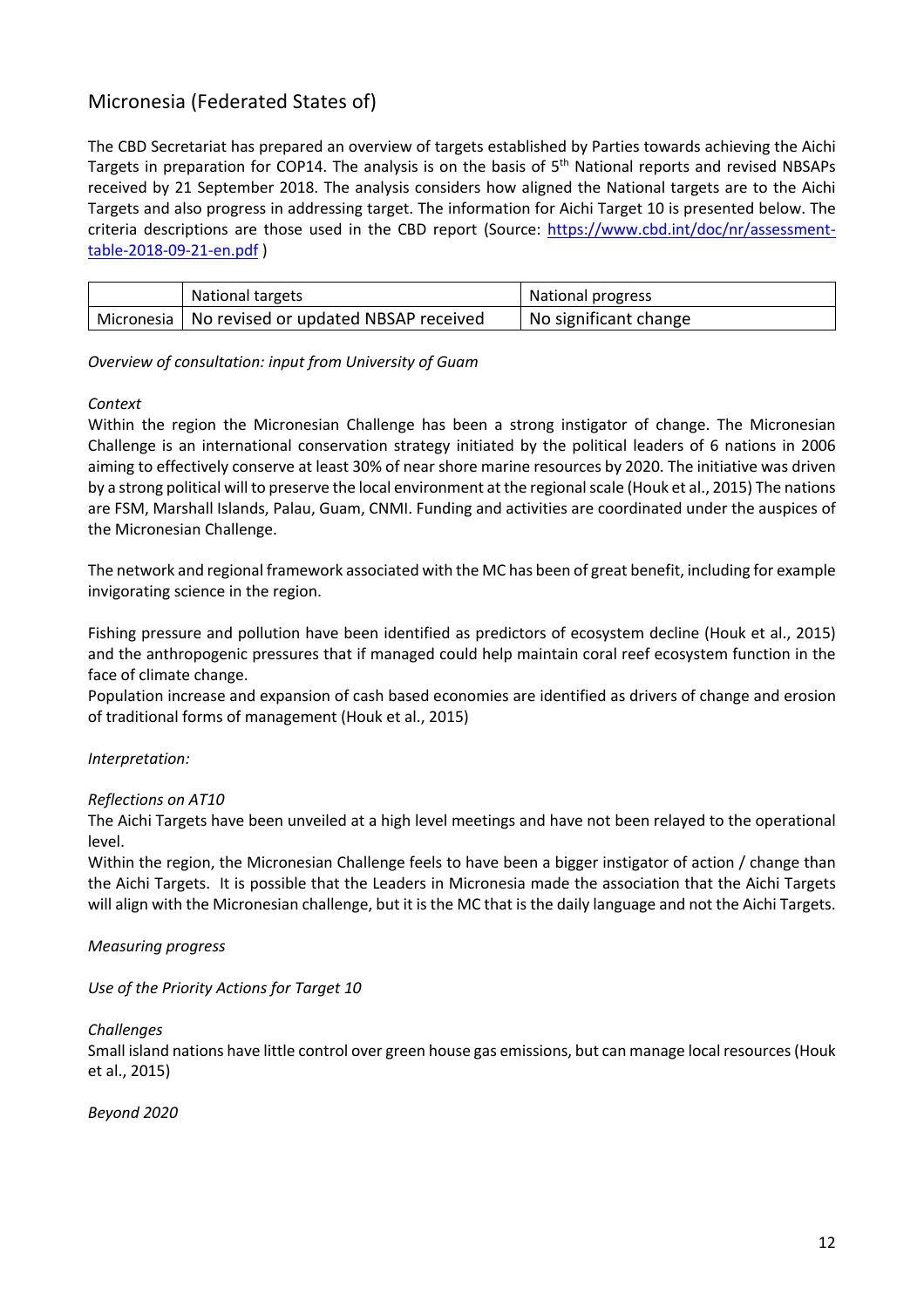## Micronesia (Federated States of)

The CBD Secretariat has prepared an overview of targets established by Parties towards achieving the Aichi Targets in preparation for COP14. The analysis is on the basis of 5th National reports and revised NBSAPs received by 21 September 2018. The analysis considers how aligned the National targets are to the Aichi Targets and also progress in addressing target. The information for Aichi Target 10 is presented below. The criteria descriptions are those used in the CBD report (Source: [https://www.cbd.int/doc/nr/assessment-table-2018-09-21-en.pdf](https://www.cbd.int/doc/nr/assessment-table-2018-09-21-en.pdf) )

| | National targets | National progress |
|---|---|---|
| Micronesia | No revised or updated NBSAP received | No significant change |

*Overview of consultation: input from University of Guam*

*Context*

Within the region the Micronesian Challenge has been a strong instigator of change. The Micronesian Challenge is an international conservation strategy initiated by the political leaders of 6 nations in 2006 aiming to effectively conserve at least 30% of near shore marine resources by 2020. The initiative was driven by a strong political will to preserve the local environment at the regional scale (Houk et al., 2015) The nations are FSM, Marshall Islands, Palau, Guam, CNMI. Funding and activities are coordinated under the auspices of the Micronesian Challenge.

The network and regional framework associated with the MC has been of great benefit, including for example invigorating science in the region.

Fishing pressure and pollution have been identified as predictors of ecosystem decline (Houk et al., 2015) and the anthropogenic pressures that if managed could help maintain coral reef ecosystem function in the face of climate change.

Population increase and expansion of cash based economies are identified as drivers of change and erosion of traditional forms of management (Houk et al., 2015)

*Interpretation:*

*Reflections on AT10*

The Aichi Targets have been unveiled at a high level meetings and have not been relayed to the operational level.

Within the region, the Micronesian Challenge feels to have been a bigger instigator of action / change than the Aichi Targets. It is possible that the Leaders in Micronesia made the association that the Aichi Targets will align with the Micronesian challenge, but it is the MC that is the daily language and not the Aichi Targets.

*Measuring progress*

*Use of the Priority Actions for Target 10*

*Challenges*

Small island nations have little control over green house gas emissions, but can manage local resources (Houk et al., 2015)

*Beyond 2020*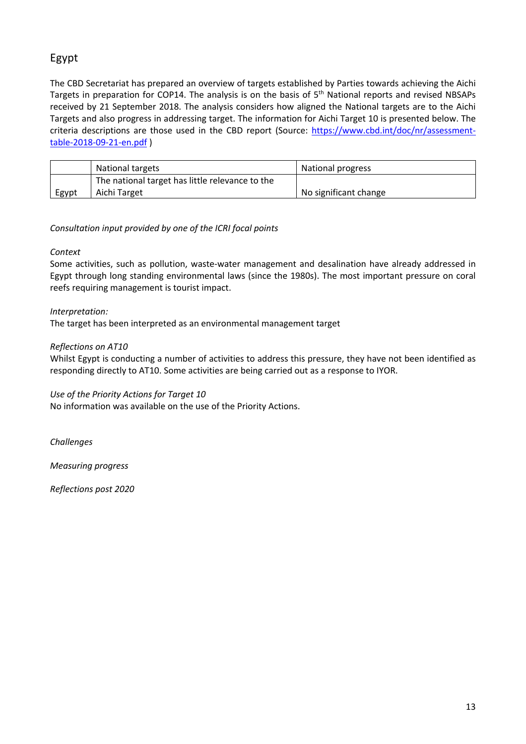## Egypt

The CBD Secretariat has prepared an overview of targets established by Parties towards achieving the Aichi Targets in preparation for COP14. The analysis is on the basis of 5th National reports and revised NBSAPs received by 21 September 2018. The analysis considers how aligned the National targets are to the Aichi Targets and also progress in addressing target. The information for Aichi Target 10 is presented below. The criteria descriptions are those used in the CBD report (Source: [https://www.cbd.int/doc/nr/assessment-table-2018-09-21-en.pdf](https://www.cbd.int/doc/nr/assessment-table-2018-09-21-en.pdf) )

| | National targets | National progress |
|---|---|---|
| Egypt | The national target has little relevance to the Aichi Target | No significant change |

*Consultation input provided by one of the ICRI focal points*

*Context*

Some activities, such as pollution, waste-water management and desalination have already addressed in Egypt through long standing environmental laws (since the 1980s). The most important pressure on coral reefs requiring management is tourist impact.

*Interpretation:*

The target has been interpreted as an environmental management target

*Reflections on AT10*

Whilst Egypt is conducting a number of activities to address this pressure, they have not been identified as responding directly to AT10. Some activities are being carried out as a response to IYOR.

*Use of the Priority Actions for Target 10*

No information was available on the use of the Priority Actions.

*Challenges*

*Measuring progress*

*Reflections post 2020*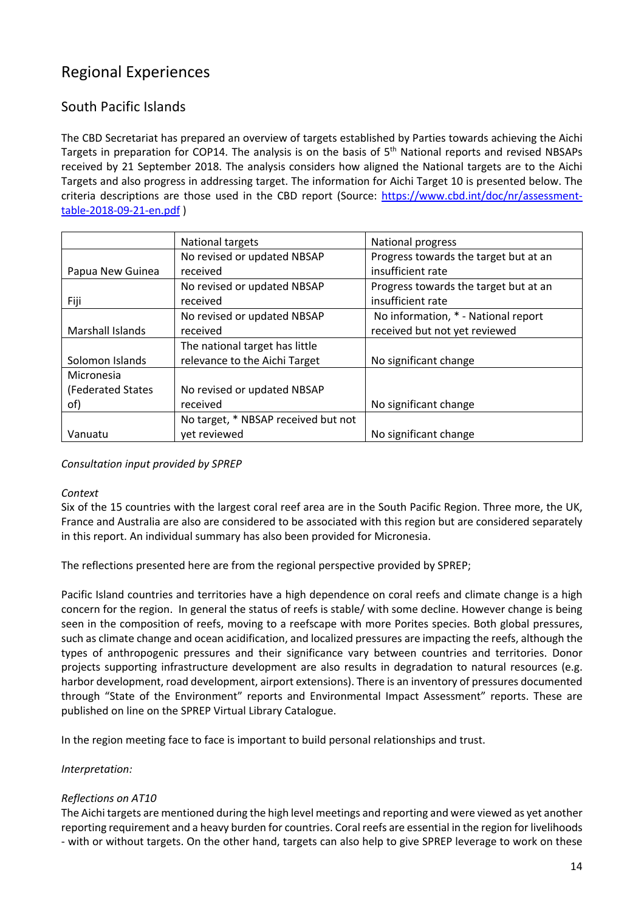# Regional Experiences

## South Pacific Islands

The CBD Secretariat has prepared an overview of targets established by Parties towards achieving the Aichi Targets in preparation for COP14. The analysis is on the basis of 5th National reports and revised NBSAPs received by 21 September 2018. The analysis considers how aligned the National targets are to the Aichi Targets and also progress in addressing target. The information for Aichi Target 10 is presented below. The criteria descriptions are those used in the CBD report (Source: https://www.cbd.int/doc/nr/assessment-table-2018-09-21-en.pdf )

| | National targets | National progress |
|---|---|---|
| Papua New Guinea | No revised or updated NBSAP received | Progress towards the target but at an insufficient rate |
| Fiji | No revised or updated NBSAP received | Progress towards the target but at an insufficient rate |
| Marshall Islands | No revised or updated NBSAP received | No information, * - National report received but not yet reviewed |
| Solomon Islands | The national target has little relevance to the Aichi Target | No significant change |
| Micronesia (Federated States of) | No revised or updated NBSAP received | No significant change |
| Vanuatu | No target, * NBSAP received but not yet reviewed | No significant change |

*Consultation input provided by SPREP*

*Context*

Six of the 15 countries with the largest coral reef area are in the South Pacific Region. Three more, the UK, France and Australia are also are considered to be associated with this region but are considered separately in this report. An individual summary has also been provided for Micronesia.

The reflections presented here are from the regional perspective provided by SPREP;

Pacific Island countries and territories have a high dependence on coral reefs and climate change is a high concern for the region. In general the status of reefs is stable/ with some decline. However change is being seen in the composition of reefs, moving to a reefscape with more Porites species. Both global pressures, such as climate change and ocean acidification, and localized pressures are impacting the reefs, although the types of anthropogenic pressures and their significance vary between countries and territories. Donor projects supporting infrastructure development are also results in degradation to natural resources (e.g. harbor development, road development, airport extensions). There is an inventory of pressures documented through "State of the Environment" reports and Environmental Impact Assessment" reports. These are published on line on the SPREP Virtual Library Catalogue.

In the region meeting face to face is important to build personal relationships and trust.

*Interpretation:*

*Reflections on AT10*

The Aichi targets are mentioned during the high level meetings and reporting and were viewed as yet another reporting requirement and a heavy burden for countries. Coral reefs are essential in the region for livelihoods - with or without targets. On the other hand, targets can also help to give SPREP leverage to work on these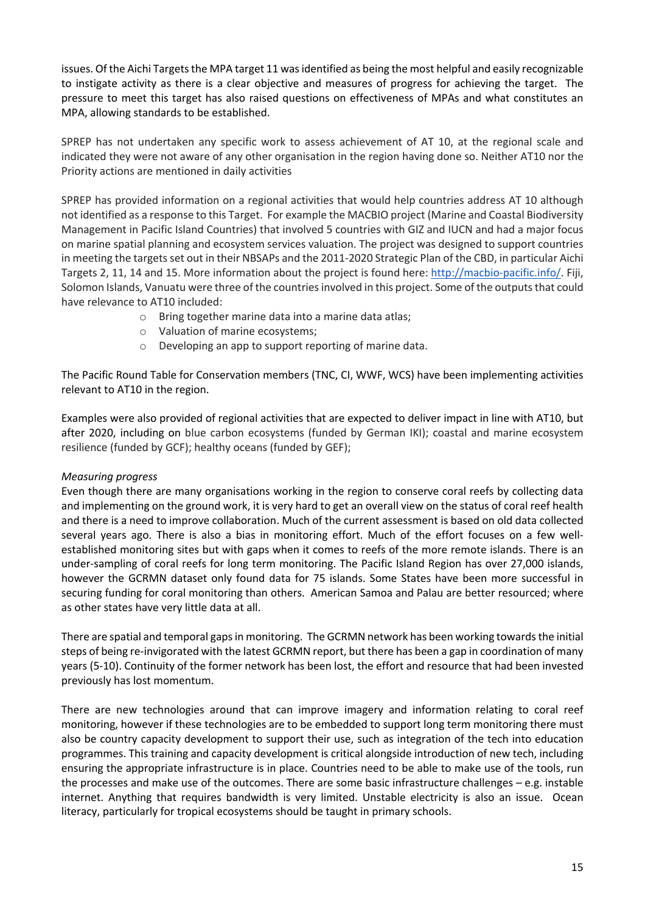issues. Of the Aichi Targets the MPA target 11 was identified as being the most helpful and easily recognizable to instigate activity as there is a clear objective and measures of progress for achieving the target. The pressure to meet this target has also raised questions on effectiveness of MPAs and what constitutes an MPA, allowing standards to be established.

SPREP has not undertaken any specific work to assess achievement of AT 10, at the regional scale and indicated they were not aware of any other organisation in the region having done so. Neither AT10 nor the Priority actions are mentioned in daily activities

SPREP has provided information on a regional activities that would help countries address AT 10 although not identified as a response to this Target. For example the MACBIO project (Marine and Coastal Biodiversity Management in Pacific Island Countries) that involved 5 countries with GIZ and IUCN and had a major focus on marine spatial planning and ecosystem services valuation. The project was designed to support countries in meeting the targets set out in their NBSAPs and the 2011-2020 Strategic Plan of the CBD, in particular Aichi Targets 2, 11, 14 and 15. More information about the project is found here: http://macbio-pacific.info/. Fiji, Solomon Islands, Vanuatu were three of the countries involved in this project. Some of the outputs that could have relevance to AT10 included:

- Bring together marine data into a marine data atlas;
- Valuation of marine ecosystems;
- Developing an app to support reporting of marine data.

The Pacific Round Table for Conservation members (TNC, CI, WWF, WCS) have been implementing activities relevant to AT10 in the region.

Examples were also provided of regional activities that are expected to deliver impact in line with AT10, but after 2020, including on blue carbon ecosystems (funded by German IKI); coastal and marine ecosystem resilience (funded by GCF); healthy oceans (funded by GEF);

*Measuring progress*

Even though there are many organisations working in the region to conserve coral reefs by collecting data and implementing on the ground work, it is very hard to get an overall view on the status of coral reef health and there is a need to improve collaboration. Much of the current assessment is based on old data collected several years ago. There is also a bias in monitoring effort. Much of the effort focuses on a few well-established monitoring sites but with gaps when it comes to reefs of the more remote islands. There is an under-sampling of coral reefs for long term monitoring. The Pacific Island Region has over 27,000 islands, however the GCRMN dataset only found data for 75 islands. Some States have been more successful in securing funding for coral monitoring than others. American Samoa and Palau are better resourced; where as other states have very little data at all.

There are spatial and temporal gaps in monitoring. The GCRMN network has been working towards the initial steps of being re-invigorated with the latest GCRMN report, but there has been a gap in coordination of many years (5-10). Continuity of the former network has been lost, the effort and resource that had been invested previously has lost momentum.

There are new technologies around that can improve imagery and information relating to coral reef monitoring, however if these technologies are to be embedded to support long term monitoring there must also be country capacity development to support their use, such as integration of the tech into education programmes. This training and capacity development is critical alongside introduction of new tech, including ensuring the appropriate infrastructure is in place. Countries need to be able to make use of the tools, run the processes and make use of the outcomes. There are some basic infrastructure challenges – e.g. instable internet. Anything that requires bandwidth is very limited. Unstable electricity is also an issue. Ocean literacy, particularly for tropical ecosystems should be taught in primary schools.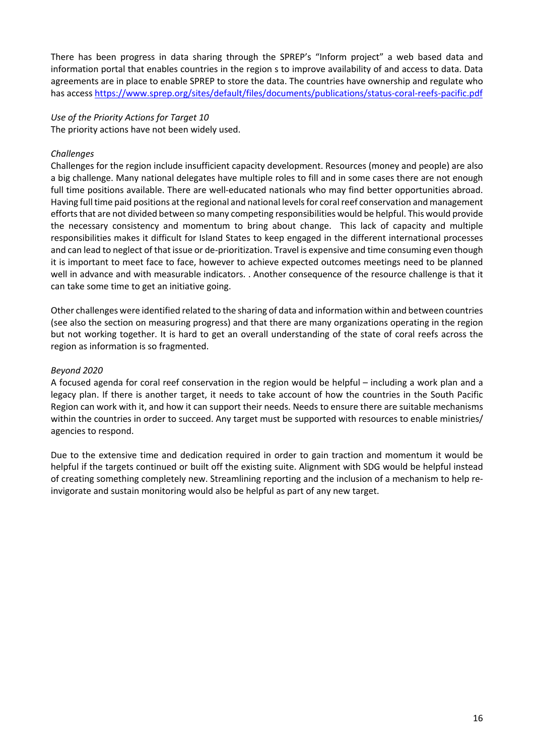There has been progress in data sharing through the SPREP's "Inform project" a web based data and information portal that enables countries in the region s to improve availability of and access to data. Data agreements are in place to enable SPREP to store the data. The countries have ownership and regulate who has access https://www.sprep.org/sites/default/files/documents/publications/status-coral-reefs-pacific.pdf

*Use of the Priority Actions for Target 10*

The priority actions have not been widely used.

*Challenges*

Challenges for the region include insufficient capacity development. Resources (money and people) are also a big challenge. Many national delegates have multiple roles to fill and in some cases there are not enough full time positions available. There are well-educated nationals who may find better opportunities abroad. Having full time paid positions at the regional and national levels for coral reef conservation and management efforts that are not divided between so many competing responsibilities would be helpful. This would provide the necessary consistency and momentum to bring about change. This lack of capacity and multiple responsibilities makes it difficult for Island States to keep engaged in the different international processes and can lead to neglect of that issue or de-prioritization. Travel is expensive and time consuming even though it is important to meet face to face, however to achieve expected outcomes meetings need to be planned well in advance and with measurable indicators. . Another consequence of the resource challenge is that it can take some time to get an initiative going.

Other challenges were identified related to the sharing of data and information within and between countries (see also the section on measuring progress) and that there are many organizations operating in the region but not working together. It is hard to get an overall understanding of the state of coral reefs across the region as information is so fragmented.

*Beyond 2020*

A focused agenda for coral reef conservation in the region would be helpful – including a work plan and a legacy plan. If there is another target, it needs to take account of how the countries in the South Pacific Region can work with it, and how it can support their needs. Needs to ensure there are suitable mechanisms within the countries in order to succeed. Any target must be supported with resources to enable ministries/ agencies to respond.

Due to the extensive time and dedication required in order to gain traction and momentum it would be helpful if the targets continued or built off the existing suite. Alignment with SDG would be helpful instead of creating something completely new. Streamlining reporting and the inclusion of a mechanism to help re-invigorate and sustain monitoring would also be helpful as part of any new target.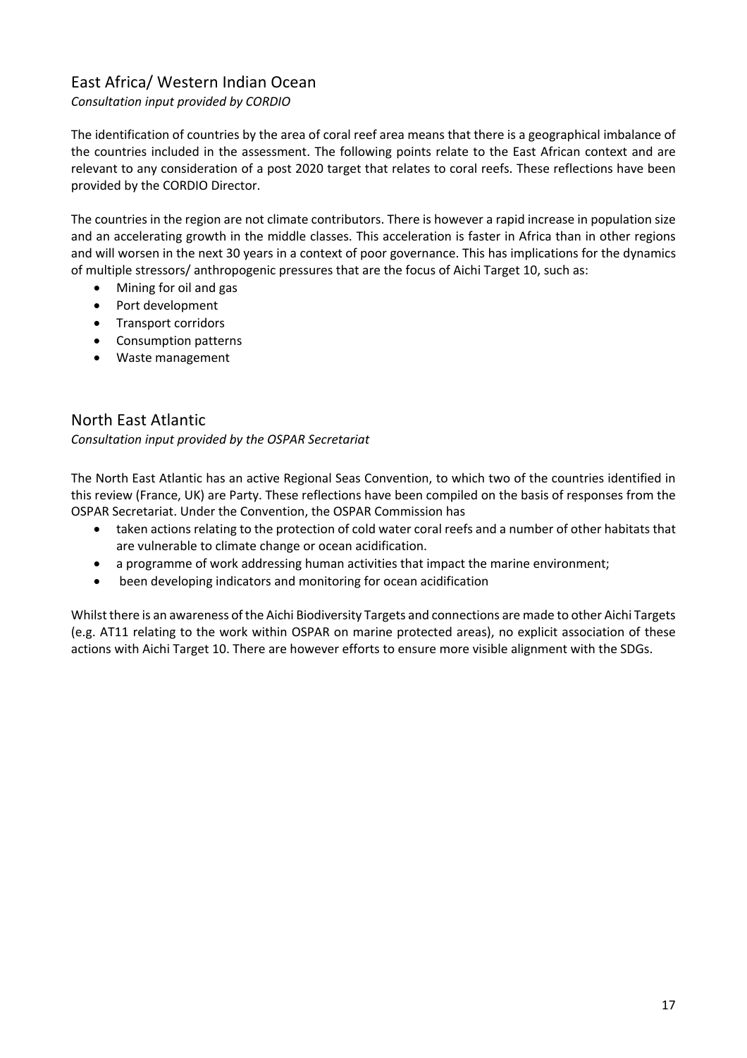## East Africa/ Western Indian Ocean

*Consultation input provided by CORDIO*

The identification of countries by the area of coral reef area means that there is a geographical imbalance of the countries included in the assessment. The following points relate to the East African context and are relevant to any consideration of a post 2020 target that relates to coral reefs. These reflections have been provided by the CORDIO Director.

The countries in the region are not climate contributors. There is however a rapid increase in population size and an accelerating growth in the middle classes. This acceleration is faster in Africa than in other regions and will worsen in the next 30 years in a context of poor governance. This has implications for the dynamics of multiple stressors/ anthropogenic pressures that are the focus of Aichi Target 10, such as:

- Mining for oil and gas
- Port development
- Transport corridors
- Consumption patterns
- Waste management

## North East Atlantic

*Consultation input provided by the OSPAR Secretariat*

The North East Atlantic has an active Regional Seas Convention, to which two of the countries identified in this review (France, UK) are Party. These reflections have been compiled on the basis of responses from the OSPAR Secretariat. Under the Convention, the OSPAR Commission has

- taken actions relating to the protection of cold water coral reefs and a number of other habitats that are vulnerable to climate change or ocean acidification.
- a programme of work addressing human activities that impact the marine environment;
- been developing indicators and monitoring for ocean acidification

Whilst there is an awareness of the Aichi Biodiversity Targets and connections are made to other Aichi Targets (e.g. AT11 relating to the work within OSPAR on marine protected areas), no explicit association of these actions with Aichi Target 10. There are however efforts to ensure more visible alignment with the SDGs.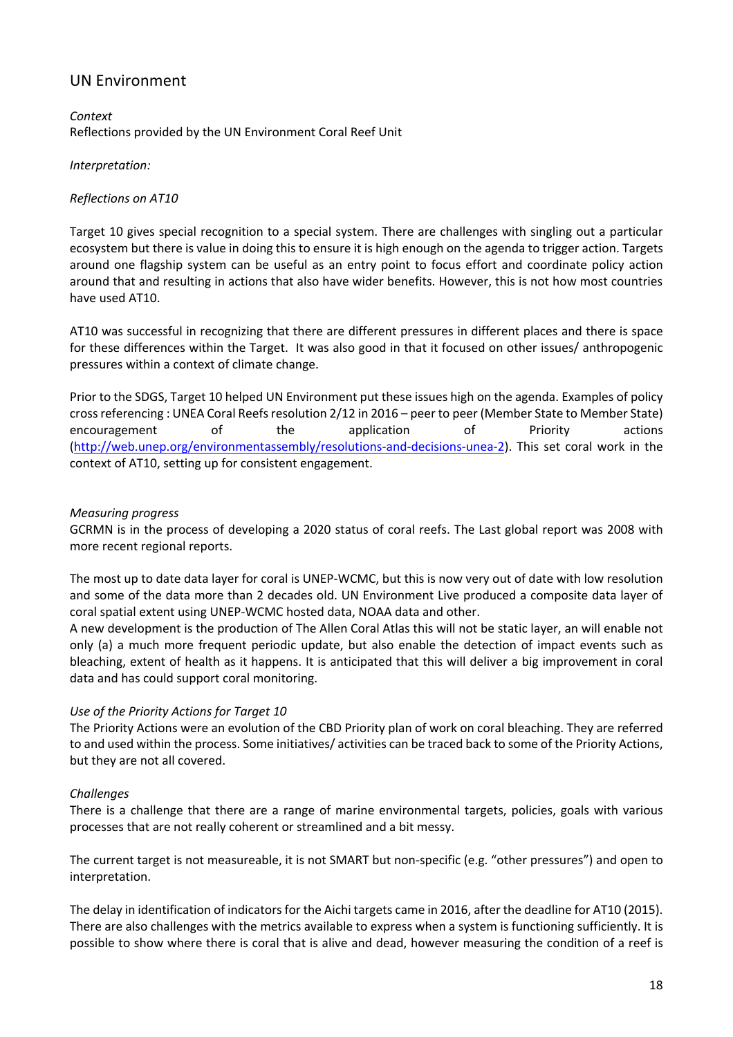## UN Environment

*Context*
Reflections provided by the UN Environment Coral Reef Unit

*Interpretation:*

*Reflections on AT10*

Target 10 gives special recognition to a special system. There are challenges with singling out a particular ecosystem but there is value in doing this to ensure it is high enough on the agenda to trigger action. Targets around one flagship system can be useful as an entry point to focus effort and coordinate policy action around that and resulting in actions that also have wider benefits. However, this is not how most countries have used AT10.

AT10 was successful in recognizing that there are different pressures in different places and there is space for these differences within the Target. It was also good in that it focused on other issues/ anthropogenic pressures within a context of climate change.

Prior to the SDGS, Target 10 helped UN Environment put these issues high on the agenda. Examples of policy cross referencing : UNEA Coral Reefs resolution 2/12 in 2016 – peer to peer (Member State to Member State) encouragement of the application of Priority actions (http://web.unep.org/environmentassembly/resolutions-and-decisions-unea-2). This set coral work in the context of AT10, setting up for consistent engagement.

*Measuring progress*
GCRMN is in the process of developing a 2020 status of coral reefs. The Last global report was 2008 with more recent regional reports.

The most up to date data layer for coral is UNEP-WCMC, but this is now very out of date with low resolution and some of the data more than 2 decades old. UN Environment Live produced a composite data layer of coral spatial extent using UNEP-WCMC hosted data, NOAA data and other.
A new development is the production of The Allen Coral Atlas this will not be static layer, an will enable not only (a) a much more frequent periodic update, but also enable the detection of impact events such as bleaching, extent of health as it happens. It is anticipated that this will deliver a big improvement in coral data and has could support coral monitoring.

*Use of the Priority Actions for Target 10*
The Priority Actions were an evolution of the CBD Priority plan of work on coral bleaching. They are referred to and used within the process. Some initiatives/ activities can be traced back to some of the Priority Actions, but they are not all covered.

*Challenges*
There is a challenge that there are a range of marine environmental targets, policies, goals with various processes that are not really coherent or streamlined and a bit messy.

The current target is not measureable, it is not SMART but non-specific (e.g. "other pressures") and open to interpretation.

The delay in identification of indicators for the Aichi targets came in 2016, after the deadline for AT10 (2015). There are also challenges with the metrics available to express when a system is functioning sufficiently. It is possible to show where there is coral that is alive and dead, however measuring the condition of a reef is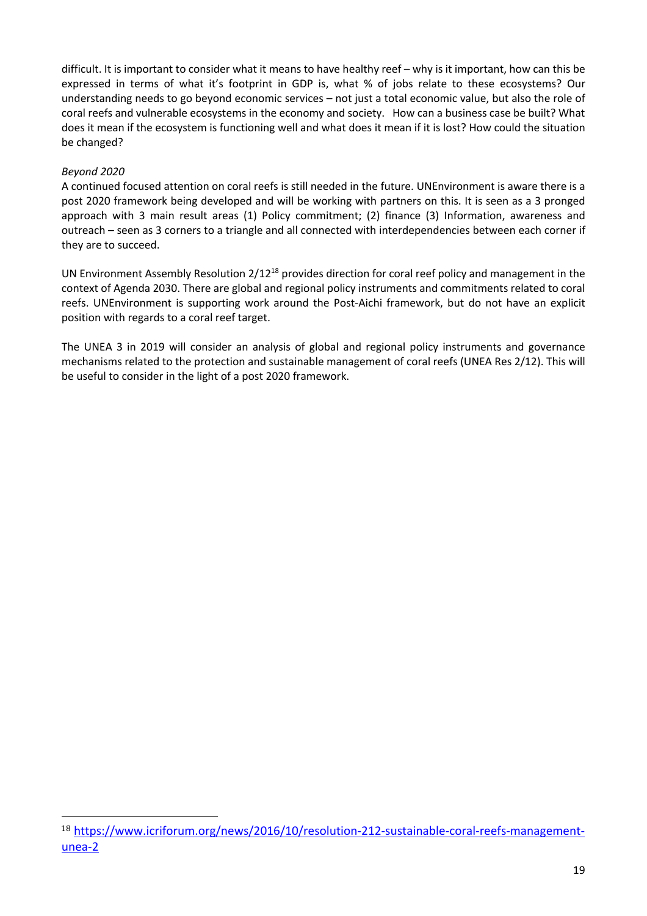difficult. It is important to consider what it means to have healthy reef – why is it important, how can this be expressed in terms of what it's footprint in GDP is, what % of jobs relate to these ecosystems? Our understanding needs to go beyond economic services – not just a total economic value, but also the role of coral reefs and vulnerable ecosystems in the economy and society. How can a business case be built? What does it mean if the ecosystem is functioning well and what does it mean if it is lost? How could the situation be changed?

*Beyond 2020*

A continued focused attention on coral reefs is still needed in the future. UNEnvironment is aware there is a post 2020 framework being developed and will be working with partners on this. It is seen as a 3 pronged approach with 3 main result areas (1) Policy commitment; (2) finance (3) Information, awareness and outreach – seen as 3 corners to a triangle and all connected with interdependencies between each corner if they are to succeed.

UN Environment Assembly Resolution 2/12[18] provides direction for coral reef policy and management in the context of Agenda 2030. There are global and regional policy instruments and commitments related to coral reefs. UNEnvironment is supporting work around the Post-Aichi framework, but do not have an explicit position with regards to a coral reef target.

The UNEA 3 in 2019 will consider an analysis of global and regional policy instruments and governance mechanisms related to the protection and sustainable management of coral reefs (UNEA Res 2/12). This will be useful to consider in the light of a post 2020 framework.

---

[18] https://www.icriforum.org/news/2016/10/resolution-212-sustainable-coral-reefs-management-unea-2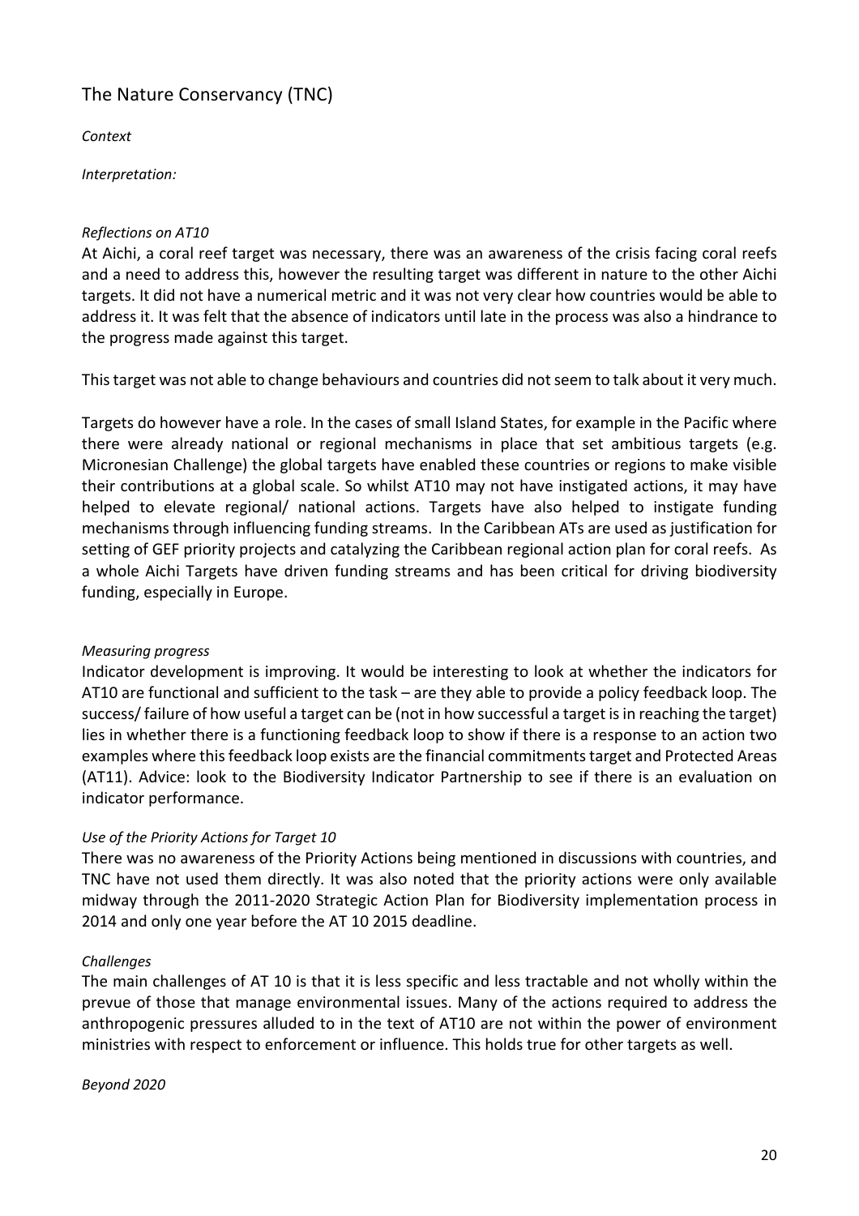## The Nature Conservancy (TNC)

*Context*

*Interpretation:*

*Reflections on AT10*

At Aichi, a coral reef target was necessary, there was an awareness of the crisis facing coral reefs and a need to address this, however the resulting target was different in nature to the other Aichi targets. It did not have a numerical metric and it was not very clear how countries would be able to address it. It was felt that the absence of indicators until late in the process was also a hindrance to the progress made against this target.

This target was not able to change behaviours and countries did not seem to talk about it very much.

Targets do however have a role. In the cases of small Island States, for example in the Pacific where there were already national or regional mechanisms in place that set ambitious targets (e.g. Micronesian Challenge) the global targets have enabled these countries or regions to make visible their contributions at a global scale. So whilst AT10 may not have instigated actions, it may have helped to elevate regional/ national actions. Targets have also helped to instigate funding mechanisms through influencing funding streams. In the Caribbean ATs are used as justification for setting of GEF priority projects and catalyzing the Caribbean regional action plan for coral reefs. As a whole Aichi Targets have driven funding streams and has been critical for driving biodiversity funding, especially in Europe.

*Measuring progress*

Indicator development is improving. It would be interesting to look at whether the indicators for AT10 are functional and sufficient to the task – are they able to provide a policy feedback loop. The success/ failure of how useful a target can be (not in how successful a target is in reaching the target) lies in whether there is a functioning feedback loop to show if there is a response to an action two examples where this feedback loop exists are the financial commitments target and Protected Areas (AT11). Advice: look to the Biodiversity Indicator Partnership to see if there is an evaluation on indicator performance.

*Use of the Priority Actions for Target 10*

There was no awareness of the Priority Actions being mentioned in discussions with countries, and TNC have not used them directly. It was also noted that the priority actions were only available midway through the 2011-2020 Strategic Action Plan for Biodiversity implementation process in 2014 and only one year before the AT 10 2015 deadline.

*Challenges*

The main challenges of AT 10 is that it is less specific and less tractable and not wholly within the prevue of those that manage environmental issues. Many of the actions required to address the anthropogenic pressures alluded to in the text of AT10 are not within the power of environment ministries with respect to enforcement or influence. This holds true for other targets as well.

*Beyond 2020*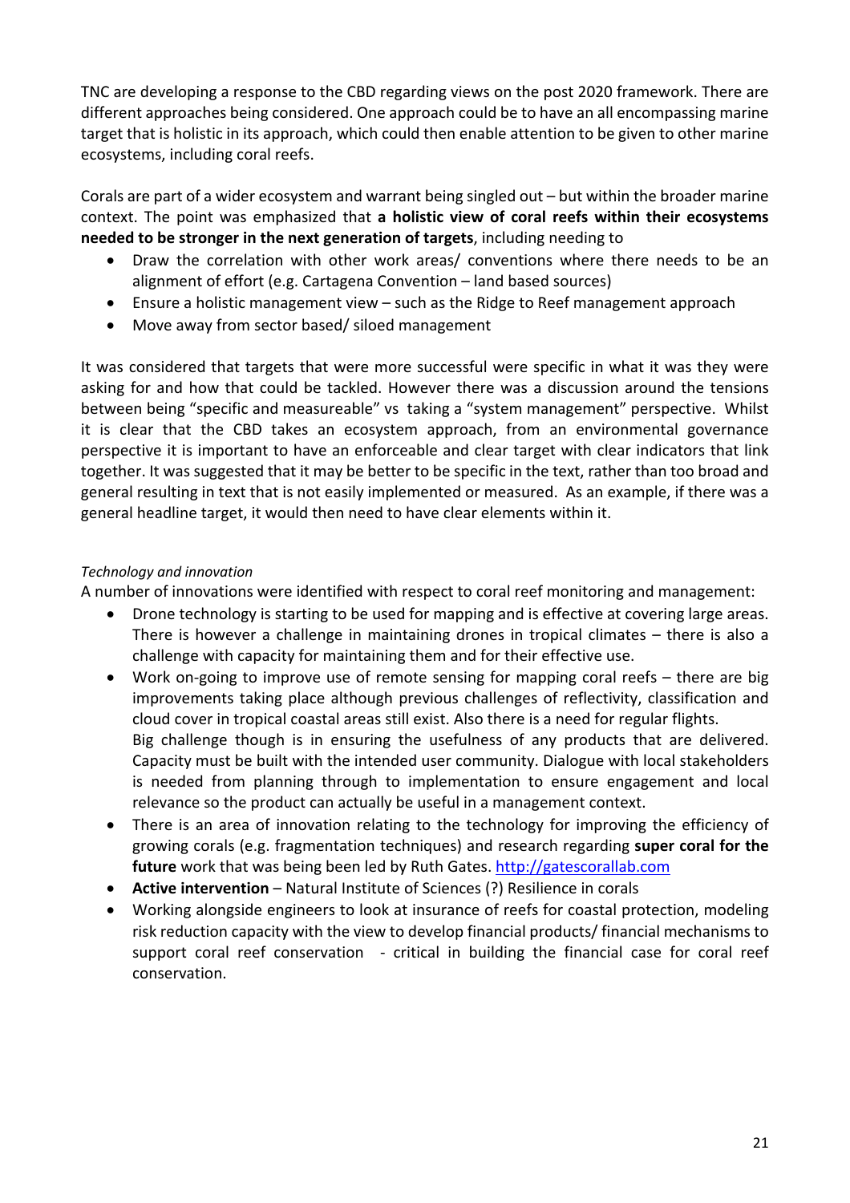TNC are developing a response to the CBD regarding views on the post 2020 framework. There are different approaches being considered. One approach could be to have an all encompassing marine target that is holistic in its approach, which could then enable attention to be given to other marine ecosystems, including coral reefs.

Corals are part of a wider ecosystem and warrant being singled out – but within the broader marine context. The point was emphasized that **a holistic view of coral reefs within their ecosystems needed to be stronger in the next generation of targets**, including needing to

- Draw the correlation with other work areas/ conventions where there needs to be an alignment of effort (e.g. Cartagena Convention – land based sources)
- Ensure a holistic management view – such as the Ridge to Reef management approach
- Move away from sector based/ siloed management

It was considered that targets that were more successful were specific in what it was they were asking for and how that could be tackled. However there was a discussion around the tensions between being "specific and measureable" vs taking a "system management" perspective. Whilst it is clear that the CBD takes an ecosystem approach, from an environmental governance perspective it is important to have an enforceable and clear target with clear indicators that link together. It was suggested that it may be better to be specific in the text, rather than too broad and general resulting in text that is not easily implemented or measured. As an example, if there was a general headline target, it would then need to have clear elements within it.

*Technology and innovation*

A number of innovations were identified with respect to coral reef monitoring and management:

- Drone technology is starting to be used for mapping and is effective at covering large areas. There is however a challenge in maintaining drones in tropical climates – there is also a challenge with capacity for maintaining them and for their effective use.
- Work on-going to improve use of remote sensing for mapping coral reefs – there are big improvements taking place although previous challenges of reflectivity, classification and cloud cover in tropical coastal areas still exist. Also there is a need for regular flights.
  Big challenge though is in ensuring the usefulness of any products that are delivered. Capacity must be built with the intended user community. Dialogue with local stakeholders is needed from planning through to implementation to ensure engagement and local relevance so the product can actually be useful in a management context.
- There is an area of innovation relating to the technology for improving the efficiency of growing corals (e.g. fragmentation techniques) and research regarding **super coral for the future** work that was being been led by Ruth Gates. http://gatescorallab.com
- **Active intervention** – Natural Institute of Sciences (?) Resilience in corals
- Working alongside engineers to look at insurance of reefs for coastal protection, modeling risk reduction capacity with the view to develop financial products/ financial mechanisms to support coral reef conservation - critical in building the financial case for coral reef conservation.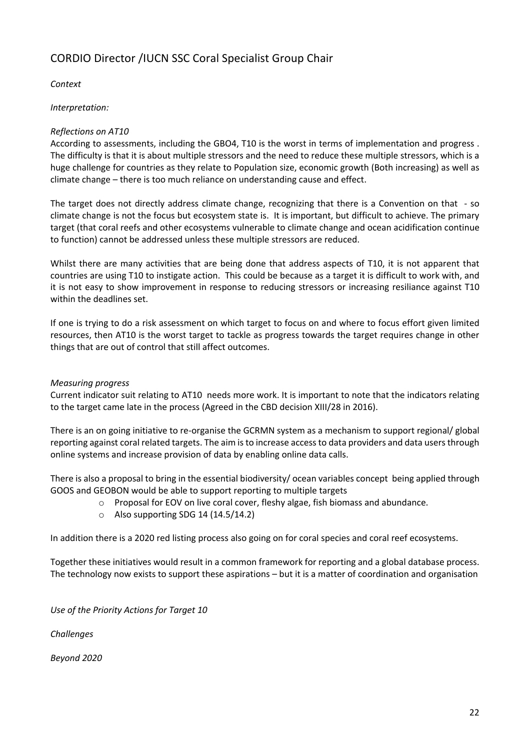## CORDIO Director /IUCN SSC Coral Specialist Group Chair

*Context*

*Interpretation:*

*Reflections on AT10*

According to assessments, including the GBO4, T10 is the worst in terms of implementation and progress . The difficulty is that it is about multiple stressors and the need to reduce these multiple stressors, which is a huge challenge for countries as they relate to Population size, economic growth (Both increasing) as well as climate change – there is too much reliance on understanding cause and effect.

The target does not directly address climate change, recognizing that there is a Convention on that - so climate change is not the focus but ecosystem state is. It is important, but difficult to achieve. The primary target (that coral reefs and other ecosystems vulnerable to climate change and ocean acidification continue to function) cannot be addressed unless these multiple stressors are reduced.

Whilst there are many activities that are being done that address aspects of T10, it is not apparent that countries are using T10 to instigate action. This could be because as a target it is difficult to work with, and it is not easy to show improvement in response to reducing stressors or increasing resiliance against T10 within the deadlines set.

If one is trying to do a risk assessment on which target to focus on and where to focus effort given limited resources, then AT10 is the worst target to tackle as progress towards the target requires change in other things that are out of control that still affect outcomes.

*Measuring progress*

Current indicator suit relating to AT10 needs more work. It is important to note that the indicators relating to the target came late in the process (Agreed in the CBD decision XIII/28 in 2016).

There is an on going initiative to re-organise the GCRMN system as a mechanism to support regional/ global reporting against coral related targets. The aim is to increase access to data providers and data users through online systems and increase provision of data by enabling online data calls.

There is also a proposal to bring in the essential biodiversity/ ocean variables concept being applied through GOOS and GEOBON would be able to support reporting to multiple targets

- Proposal for EOV on live coral cover, fleshy algae, fish biomass and abundance.
- Also supporting SDG 14 (14.5/14.2)

In addition there is a 2020 red listing process also going on for coral species and coral reef ecosystems.

Together these initiatives would result in a common framework for reporting and a global database process. The technology now exists to support these aspirations – but it is a matter of coordination and organisation

*Use of the Priority Actions for Target 10*

*Challenges*

*Beyond 2020*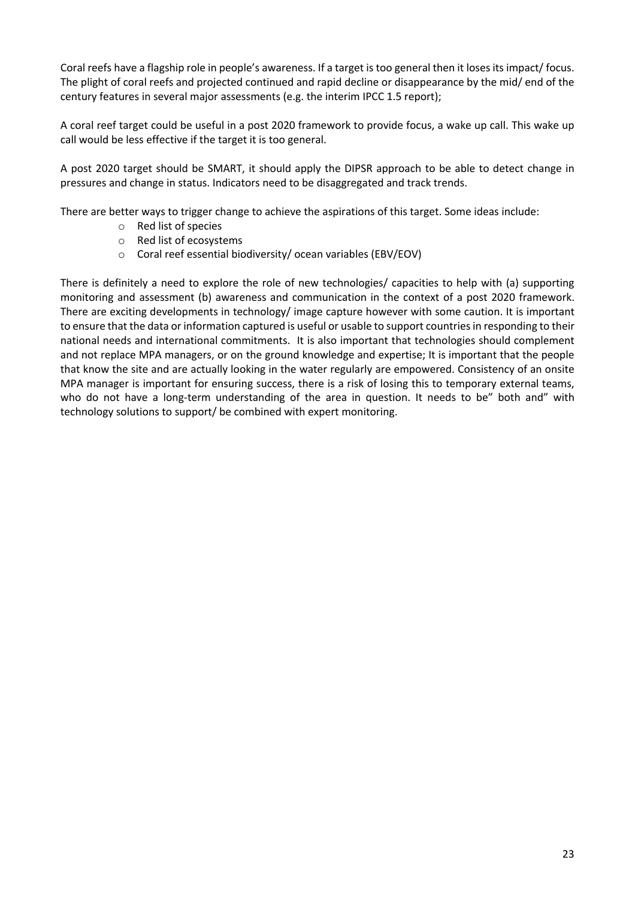Coral reefs have a flagship role in people's awareness. If a target is too general then it loses its impact/ focus. The plight of coral reefs and projected continued and rapid decline or disappearance by the mid/ end of the century features in several major assessments (e.g. the interim IPCC 1.5 report);

A coral reef target could be useful in a post 2020 framework to provide focus, a wake up call. This wake up call would be less effective if the target it is too general.

A post 2020 target should be SMART, it should apply the DIPSR approach to be able to detect change in pressures and change in status. Indicators need to be disaggregated and track trends.

There are better ways to trigger change to achieve the aspirations of this target. Some ideas include:

- Red list of species
- Red list of ecosystems
- Coral reef essential biodiversity/ ocean variables (EBV/EOV)

There is definitely a need to explore the role of new technologies/ capacities to help with (a) supporting monitoring and assessment (b) awareness and communication in the context of a post 2020 framework. There are exciting developments in technology/ image capture however with some caution. It is important to ensure that the data or information captured is useful or usable to support countries in responding to their national needs and international commitments. It is also important that technologies should complement and not replace MPA managers, or on the ground knowledge and expertise; It is important that the people that know the site and are actually looking in the water regularly are empowered. Consistency of an onsite MPA manager is important for ensuring success, there is a risk of losing this to temporary external teams, who do not have a long-term understanding of the area in question. It needs to be" both and" with technology solutions to support/ be combined with expert monitoring.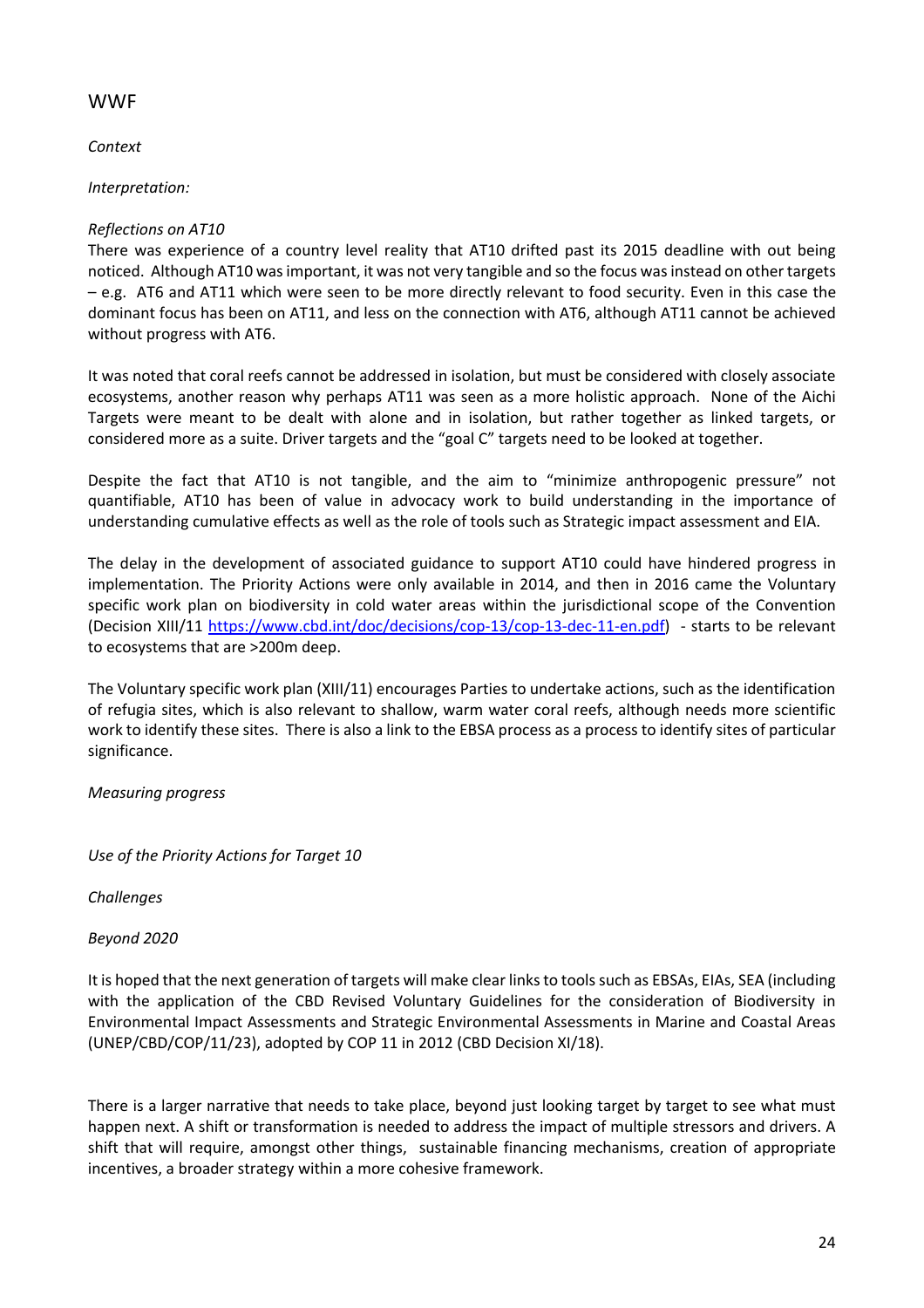## WWF

*Context*

*Interpretation:*

*Reflections on AT10*

There was experience of a country level reality that AT10 drifted past its 2015 deadline with out being noticed. Although AT10 was important, it was not very tangible and so the focus was instead on other targets – e.g. AT6 and AT11 which were seen to be more directly relevant to food security. Even in this case the dominant focus has been on AT11, and less on the connection with AT6, although AT11 cannot be achieved without progress with AT6.

It was noted that coral reefs cannot be addressed in isolation, but must be considered with closely associate ecosystems, another reason why perhaps AT11 was seen as a more holistic approach. None of the Aichi Targets were meant to be dealt with alone and in isolation, but rather together as linked targets, or considered more as a suite. Driver targets and the "goal C" targets need to be looked at together.

Despite the fact that AT10 is not tangible, and the aim to "minimize anthropogenic pressure" not quantifiable, AT10 has been of value in advocacy work to build understanding in the importance of understanding cumulative effects as well as the role of tools such as Strategic impact assessment and EIA.

The delay in the development of associated guidance to support AT10 could have hindered progress in implementation. The Priority Actions were only available in 2014, and then in 2016 came the Voluntary specific work plan on biodiversity in cold water areas within the jurisdictional scope of the Convention (Decision XIII/11 https://www.cbd.int/doc/decisions/cop-13/cop-13-dec-11-en.pdf) - starts to be relevant to ecosystems that are >200m deep.

The Voluntary specific work plan (XIII/11) encourages Parties to undertake actions, such as the identification of refugia sites, which is also relevant to shallow, warm water coral reefs, although needs more scientific work to identify these sites. There is also a link to the EBSA process as a process to identify sites of particular significance.

*Measuring progress*

*Use of the Priority Actions for Target 10*

*Challenges*

*Beyond 2020*

It is hoped that the next generation of targets will make clear links to tools such as EBSAs, EIAs, SEA (including with the application of the CBD Revised Voluntary Guidelines for the consideration of Biodiversity in Environmental Impact Assessments and Strategic Environmental Assessments in Marine and Coastal Areas (UNEP/CBD/COP/11/23), adopted by COP 11 in 2012 (CBD Decision XI/18).

There is a larger narrative that needs to take place, beyond just looking target by target to see what must happen next. A shift or transformation is needed to address the impact of multiple stressors and drivers. A shift that will require, amongst other things, sustainable financing mechanisms, creation of appropriate incentives, a broader strategy within a more cohesive framework.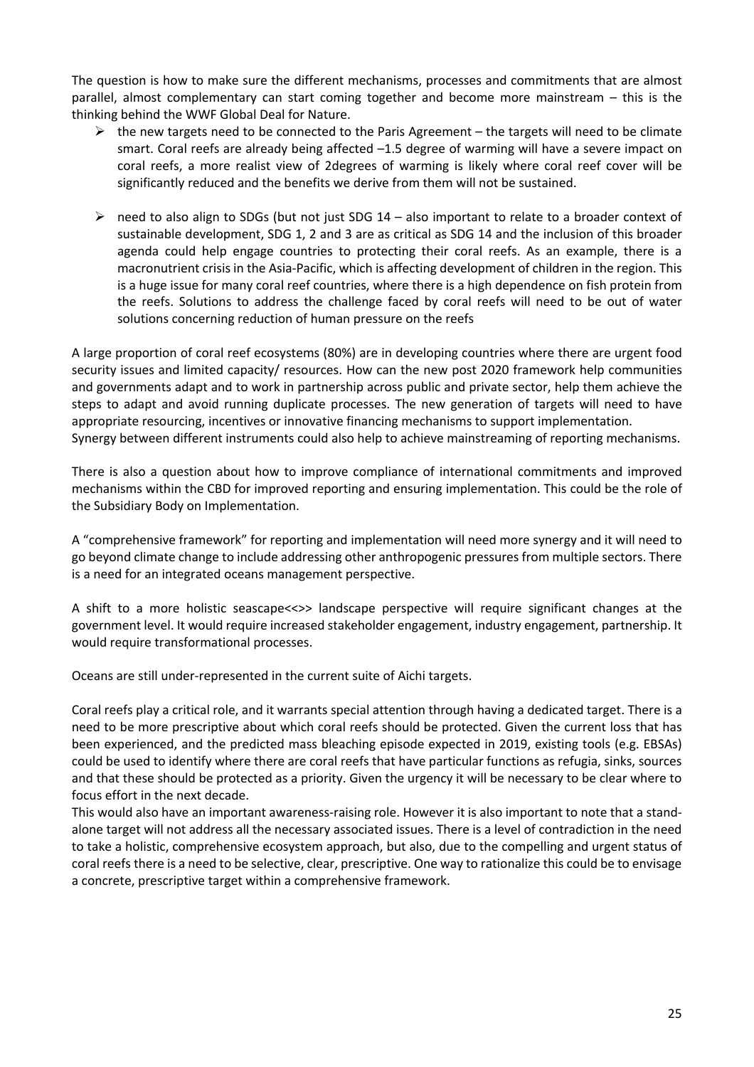The question is how to make sure the different mechanisms, processes and commitments that are almost parallel, almost complementary can start coming together and become more mainstream – this is the thinking behind the WWF Global Deal for Nature.

- the new targets need to be connected to the Paris Agreement – the targets will need to be climate smart. Coral reefs are already being affected –1.5 degree of warming will have a severe impact on coral reefs, a more realist view of 2degrees of warming is likely where coral reef cover will be significantly reduced and the benefits we derive from them will not be sustained.
- need to also align to SDGs (but not just SDG 14 – also important to relate to a broader context of sustainable development, SDG 1, 2 and 3 are as critical as SDG 14 and the inclusion of this broader agenda could help engage countries to protecting their coral reefs. As an example, there is a macronutrient crisis in the Asia-Pacific, which is affecting development of children in the region. This is a huge issue for many coral reef countries, where there is a high dependence on fish protein from the reefs. Solutions to address the challenge faced by coral reefs will need to be out of water solutions concerning reduction of human pressure on the reefs

A large proportion of coral reef ecosystems (80%) are in developing countries where there are urgent food security issues and limited capacity/ resources. How can the new post 2020 framework help communities and governments adapt and to work in partnership across public and private sector, help them achieve the steps to adapt and avoid running duplicate processes. The new generation of targets will need to have appropriate resourcing, incentives or innovative financing mechanisms to support implementation.
Synergy between different instruments could also help to achieve mainstreaming of reporting mechanisms.

There is also a question about how to improve compliance of international commitments and improved mechanisms within the CBD for improved reporting and ensuring implementation. This could be the role of the Subsidiary Body on Implementation.

A "comprehensive framework" for reporting and implementation will need more synergy and it will need to go beyond climate change to include addressing other anthropogenic pressures from multiple sectors. There is a need for an integrated oceans management perspective.

A shift to a more holistic seascape<<>> landscape perspective will require significant changes at the government level. It would require increased stakeholder engagement, industry engagement, partnership. It would require transformational processes.

Oceans are still under-represented in the current suite of Aichi targets.

Coral reefs play a critical role, and it warrants special attention through having a dedicated target. There is a need to be more prescriptive about which coral reefs should be protected. Given the current loss that has been experienced, and the predicted mass bleaching episode expected in 2019, existing tools (e.g. EBSAs) could be used to identify where there are coral reefs that have particular functions as refugia, sinks, sources and that these should be protected as a priority. Given the urgency it will be necessary to be clear where to focus effort in the next decade.
This would also have an important awareness-raising role. However it is also important to note that a stand-alone target will not address all the necessary associated issues. There is a level of contradiction in the need to take a holistic, comprehensive ecosystem approach, but also, due to the compelling and urgent status of coral reefs there is a need to be selective, clear, prescriptive. One way to rationalize this could be to envisage a concrete, prescriptive target within a comprehensive framework.